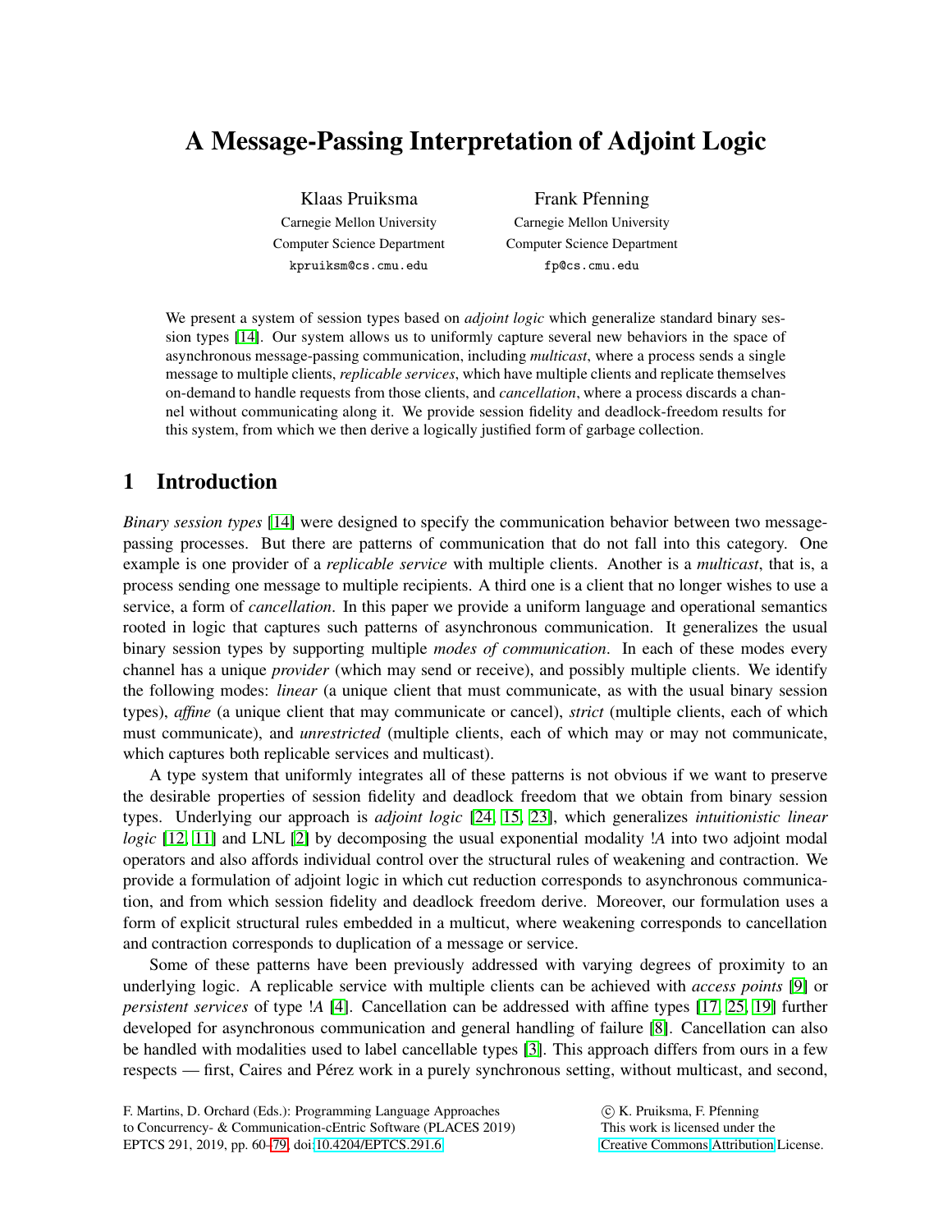# A Message-Passing Interpretation of Adjoint Logic

Klaas Pruiksma
Carnegie Mellon University
Computer Science Department
kpruiksm@cs.cmu.edu

Frank Pfenning
Carnegie Mellon University
Computer Science Department
fp@cs.cmu.edu

We present a system of session types based on *adjoint logic* which generalize standard binary session types [14]. Our system allows us to uniformly capture several new behaviors in the space of asynchronous message-passing communication, including *multicast*, where a process sends a single message to multiple clients, *replicable services*, which have multiple clients and replicate themselves on-demand to handle requests from those clients, and *cancellation*, where a process discards a channel without communicating along it. We provide session fidelity and deadlock-freedom results for this system, from which we then derive a logically justified form of garbage collection.

## 1 Introduction

*Binary session types* [14] were designed to specify the communication behavior between two message-passing processes. But there are patterns of communication that do not fall into this category. One example is one provider of a *replicable service* with multiple clients. Another is a *multicast*, that is, a process sending one message to multiple recipients. A third one is a client that no longer wishes to use a service, a form of *cancellation*. In this paper we provide a uniform language and operational semantics rooted in logic that captures such patterns of asynchronous communication. It generalizes the usual binary session types by supporting multiple *modes of communication*. In each of these modes every channel has a unique *provider* (which may send or receive), and possibly multiple clients. We identify the following modes: *linear* (a unique client that must communicate, as with the usual binary session types), *affine* (a unique client that may communicate or cancel), *strict* (multiple clients, each of which must communicate), and *unrestricted* (multiple clients, each of which may or may not communicate, which captures both replicable services and multicast).

A type system that uniformly integrates all of these patterns is not obvious if we want to preserve the desirable properties of session fidelity and deadlock freedom that we obtain from binary session types. Underlying our approach is *adjoint logic* [24, 15, 23], which generalizes *intuitionistic linear logic* [12, 11] and LNL [2] by decomposing the usual exponential modality $!A$ into two adjoint modal operators and also affords individual control over the structural rules of weakening and contraction. We provide a formulation of adjoint logic in which cut reduction corresponds to asynchronous communication, and from which session fidelity and deadlock freedom derive. Moreover, our formulation uses a form of explicit structural rules embedded in a multicut, where weakening corresponds to cancellation and contraction corresponds to duplication of a message or service.

Some of these patterns have been previously addressed with varying degrees of proximity to an underlying logic. A replicable service with multiple clients can be achieved with *access points* [9] or *persistent services* of type $!A$ [4]. Cancellation can be addressed with affine types [17, 25, 19] further developed for asynchronous communication and general handling of failure [8]. Cancellation can also be handled with modalities used to label cancellable types [3]. This approach differs from ours in a few respects — first, Caires and Pérez work in a purely synchronous setting, without multicast, and second,

F. Martins, D. Orchard (Eds.): Programming Language Approaches to Concurrency- & Communication-cEntric Software (PLACES 2019)
EPTCS 291, 2019, pp. 60–79, doi:10.4204/EPTCS.291.6

© K. Pruiksma, F. Pfenning
This work is licensed under the Creative Commons Attribution License.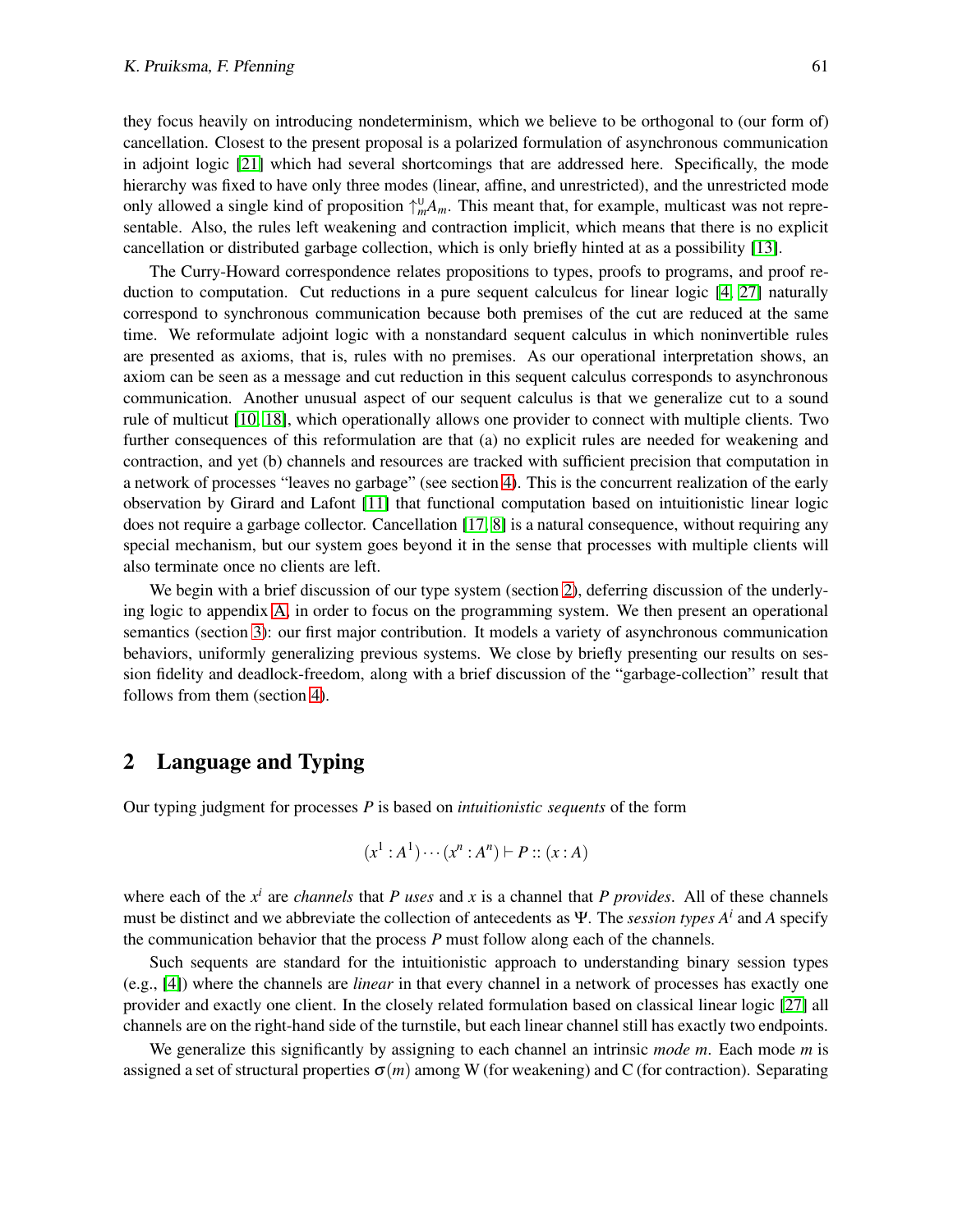they focus heavily on introducing nondeterminism, which we believe to be orthogonal to (our form of) cancellation. Closest to the present proposal is a polarized formulation of asynchronous communication in adjoint logic [21] which had several shortcomings that are addressed here. Specifically, the mode hierarchy was fixed to have only three modes (linear, affine, and unrestricted), and the unrestricted mode only allowed a single kind of proposition $\uparrow_m^{\mathsf{U}} A_m$. This meant that, for example, multicast was not representable. Also, the rules left weakening and contraction implicit, which means that there is no explicit cancellation or distributed garbage collection, which is only briefly hinted at as a possibility [13].

The Curry-Howard correspondence relates propositions to types, proofs to programs, and proof reduction to computation. Cut reductions in a pure sequent calculcus for linear logic [4, 27] naturally correspond to synchronous communication because both premises of the cut are reduced at the same time. We reformulate adjoint logic with a nonstandard sequent calculus in which noninvertible rules are presented as axioms, that is, rules with no premises. As our operational interpretation shows, an axiom can be seen as a message and cut reduction in this sequent calculus corresponds to asynchronous communication. Another unusual aspect of our sequent calculus is that we generalize cut to a sound rule of multicut [10, 18], which operationally allows one provider to connect with multiple clients. Two further consequences of this reformulation are that (a) no explicit rules are needed for weakening and contraction, and yet (b) channels and resources are tracked with sufficient precision that computation in a network of processes "leaves no garbage" (see section 4). This is the concurrent realization of the early observation by Girard and Lafont [11] that functional computation based on intuitionistic linear logic does not require a garbage collector. Cancellation [17, 8] is a natural consequence, without requiring any special mechanism, but our system goes beyond it in the sense that processes with multiple clients will also terminate once no clients are left.

We begin with a brief discussion of our type system (section 2), deferring discussion of the underlying logic to appendix A, in order to focus on the programming system. We then present an operational semantics (section 3): our first major contribution. It models a variety of asynchronous communication behaviors, uniformly generalizing previous systems. We close by briefly presenting our results on session fidelity and deadlock-freedom, along with a brief discussion of the "garbage-collection" result that follows from them (section 4).

## 2 Language and Typing

Our typing judgment for processes $P$ is based on *intuitionistic sequents* of the form

$$(x^1 : A^1) \cdots (x^n : A^n) \vdash P :: (x : A)$$

where each of the $x^i$ are *channels* that $P$ *uses* and $x$ is a channel that $P$ *provides*. All of these channels must be distinct and we abbreviate the collection of antecedents as $\Psi$. The *session types* $A^i$ and $A$ specify the communication behavior that the process $P$ must follow along each of the channels.

Such sequents are standard for the intuitionistic approach to understanding binary session types (e.g., [4]) where the channels are *linear* in that every channel in a network of processes has exactly one provider and exactly one client. In the closely related formulation based on classical linear logic [27] all channels are on the right-hand side of the turnstile, but each linear channel still has exactly two endpoints.

We generalize this significantly by assigning to each channel an intrinsic *mode* $m$. Each mode $m$ is assigned a set of structural properties $\sigma(m)$ among W (for weakening) and C (for contraction). Separating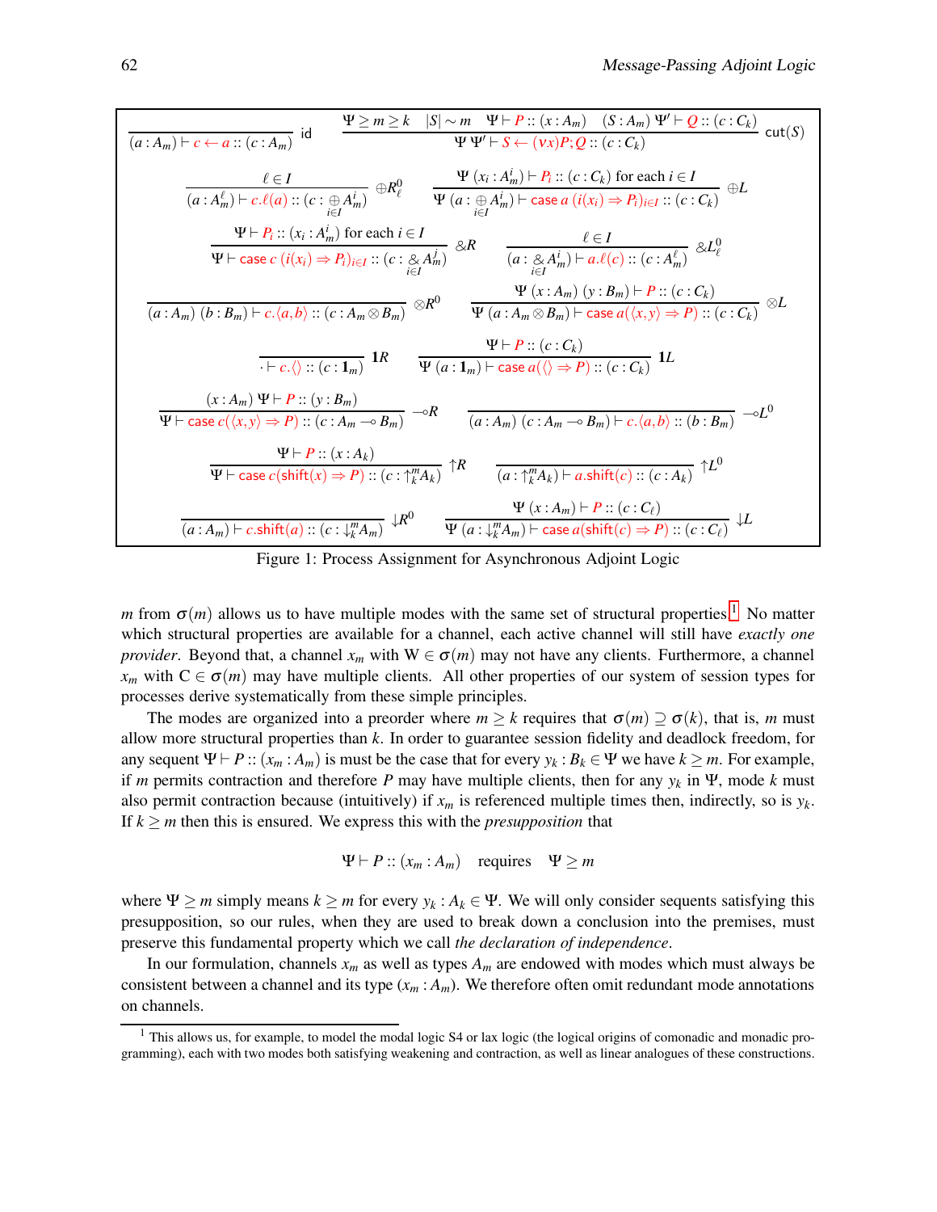$$\frac{}{(a : A_m) \vdash c \leftarrow a :: (c : A_m)}\ \mathsf{id} \qquad \frac{\Psi \geq m \geq k \quad |S| \sim m \quad \Psi \vdash P :: (x : A_m) \quad (S : A_m)\ \Psi' \vdash Q :: (c : C_k)}{\Psi\ \Psi' \vdash S \leftarrow (\nu x)P; Q :: (c : C_k)}\ \mathsf{cut}(S)$$

$$\frac{\ell \in I}{(a : A_m^\ell) \vdash c.\ell(a) :: (c : \oplus_{i \in I} A_m^i)}\ \oplus R_\ell^0 \qquad \frac{\Psi\ (x_i : A_m^i) \vdash P_i :: (c : C_k) \text{ for each } i \in I}{\Psi\ (a : \oplus_{i \in I} A_m^i) \vdash \mathsf{case}\ a\ (i(x_i) \Rightarrow P_i)_{i \in I} :: (c : C_k)}\ \oplus L$$

$$\frac{\Psi \vdash P_i :: (x_i : A_m^i) \text{ for each } i \in I}{\Psi \vdash \mathsf{case}\ c\ (i(x_i) \Rightarrow P_i)_{i \in I} :: (c : \&_{i \in I} A_m^j)}\ \& R \qquad \frac{\ell \in I}{(a : \&_{i \in I} A_m^i) \vdash a.\ell(c) :: (c : A_m^\ell)}\ \& L_\ell^0$$

$$\frac{}{(a : A_m)\ (b : B_m) \vdash c.\langle a, b\rangle :: (c : A_m \otimes B_m)}\ \otimes R^0 \qquad \frac{\Psi\ (x : A_m)\ (y : B_m) \vdash P :: (c : C_k)}{\Psi\ (a : A_m \otimes B_m) \vdash \mathsf{case}\ a(\langle x, y\rangle \Rightarrow P) :: (c : C_k)}\ \otimes L$$

$$\frac{}{\cdot \vdash c.\langle\rangle :: (c : \mathbf{1}_m)}\ \mathbf{1}R \qquad \frac{\Psi \vdash P :: (c : C_k)}{\Psi\ (a : \mathbf{1}_m) \vdash \mathsf{case}\ a(\langle\rangle \Rightarrow P) :: (c : C_k)}\ \mathbf{1}L$$

$$\frac{(x : A_m)\ \Psi \vdash P :: (y : B_m)}{\Psi \vdash \mathsf{case}\ c(\langle x, y\rangle \Rightarrow P) :: (c : A_m \multimap B_m)}\ \multimap R \qquad \frac{}{(a : A_m)\ (c : A_m \multimap B_m) \vdash c.\langle a, b\rangle :: (b : B_m)}\ \multimap L^0$$

$$\frac{\Psi \vdash P :: (x : A_k)}{\Psi \vdash \mathsf{case}\ c(\mathsf{shift}(x) \Rightarrow P) :: (c : \uparrow_k^m A_k)}\ \uparrow R \qquad \frac{}{(a : \uparrow_k^m A_k) \vdash a.\mathsf{shift}(c) :: (c : A_k)}\ \uparrow L^0$$

$$\frac{}{(a : A_m) \vdash c.\mathsf{shift}(a) :: (c : \downarrow_k^m A_m)}\ \downarrow R^0 \qquad \frac{\Psi\ (x : A_m) \vdash P :: (c : C_\ell)}{\Psi\ (a : \downarrow_k^m A_m) \vdash \mathsf{case}\ a(\mathsf{shift}(c) \Rightarrow P) :: (c : C_\ell)}\ \downarrow L$$

Figure 1: Process Assignment for Asynchronous Adjoint Logic

$m$ from $\sigma(m)$ allows us to have multiple modes with the same set of structural properties.[1] No matter which structural properties are available for a channel, each active channel will still have *exactly one provider*. Beyond that, a channel $x_m$ with $\mathsf{W} \in \sigma(m)$ may not have any clients. Furthermore, a channel $x_m$ with $\mathsf{C} \in \sigma(m)$ may have multiple clients. All other properties of our system of session types for processes derive systematically from these simple principles.

The modes are organized into a preorder where $m \geq k$ requires that $\sigma(m) \supseteq \sigma(k)$, that is, $m$ must allow more structural properties than $k$. In order to guarantee session fidelity and deadlock freedom, for any sequent $\Psi \vdash P :: (x_m : A_m)$ is must be the case that for every $y_k : B_k \in \Psi$ we have $k \geq m$. For example, if $m$ permits contraction and therefore $P$ may have multiple clients, then for any $y_k$ in $\Psi$, mode $k$ must also permit contraction because (intuitively) if $x_m$ is referenced multiple times then, indirectly, so is $y_k$. If $k \geq m$ then this is ensured. We express this with the *presupposition* that

$$\Psi \vdash P :: (x_m : A_m) \quad \text{requires} \quad \Psi \geq m$$

where $\Psi \geq m$ simply means $k \geq m$ for every $y_k : A_k \in \Psi$. We will only consider sequents satisfying this presupposition, so our rules, when they are used to break down a conclusion into the premises, must preserve this fundamental property which we call *the declaration of independence*.

In our formulation, channels $x_m$ as well as types $A_m$ are endowed with modes which must always be consistent between a channel and its type $(x_m : A_m)$. We therefore often omit redundant mode annotations on channels.

[1] This allows us, for example, to model the modal logic S4 or lax logic (the logical origins of comonadic and monadic programming), each with two modes both satisfying weakening and contraction, as well as linear analogues of these constructions.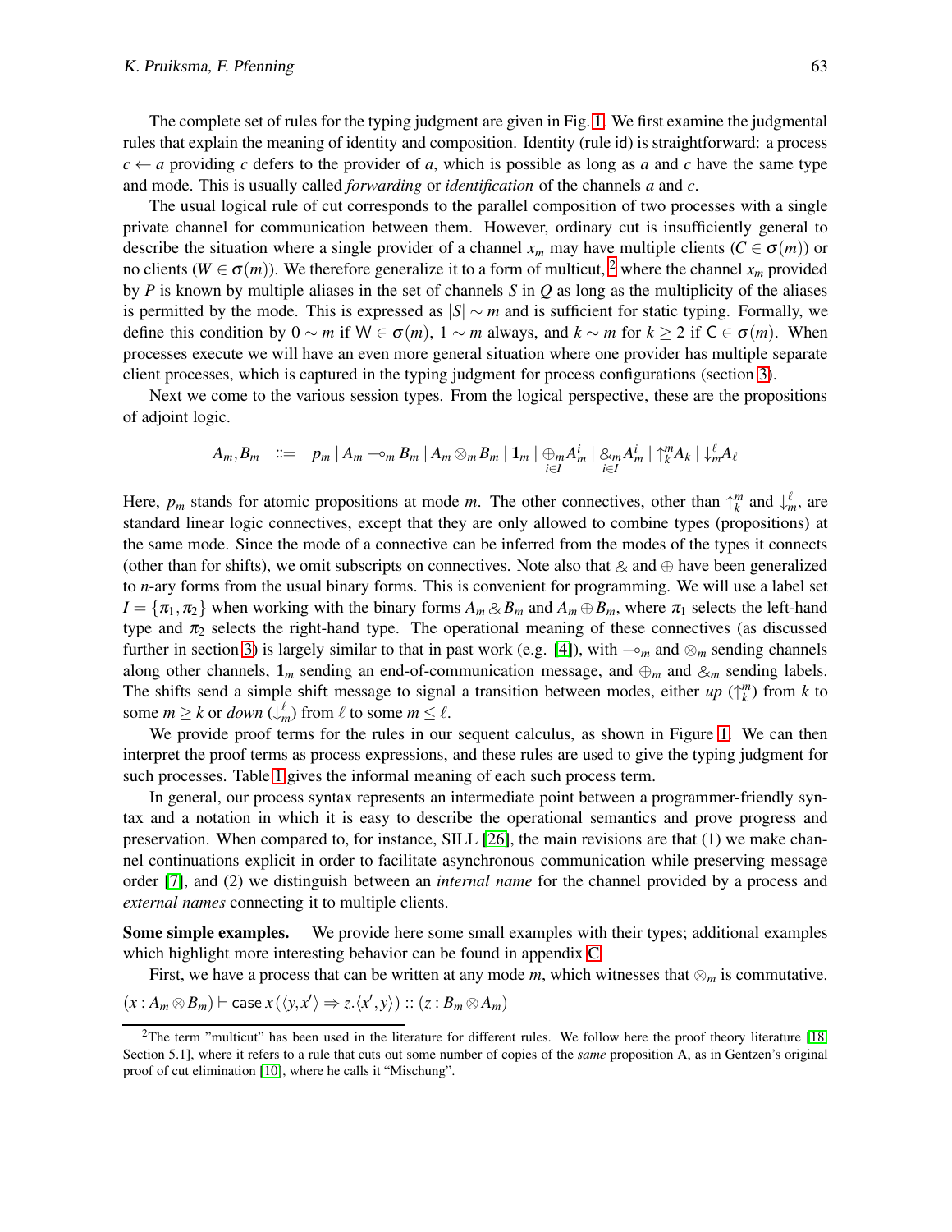The complete set of rules for the typing judgment are given in Fig. 1. We first examine the judgmental rules that explain the meaning of identity and composition. Identity (rule id) is straightforward: a process $c \leftarrow a$ providing $c$ defers to the provider of $a$, which is possible as long as $a$ and $c$ have the same type and mode. This is usually called *forwarding* or *identification* of the channels $a$ and $c$.

The usual logical rule of cut corresponds to the parallel composition of two processes with a single private channel for communication between them. However, ordinary cut is insufficiently general to describe the situation where a single provider of a channel $x_m$ may have multiple clients ($C \in \sigma(m)$) or no clients ($W \in \sigma(m)$). We therefore generalize it to a form of multicut, [2] where the channel $x_m$ provided by $P$ is known by multiple aliases in the set of channels $S$ in $Q$ as long as the multiplicity of the aliases is permitted by the mode. This is expressed as $|S| \sim m$ and is sufficient for static typing. Formally, we define this condition by $0 \sim m$ if $\mathsf{W} \in \sigma(m)$, $1 \sim m$ always, and $k \sim m$ for $k \geq 2$ if $\mathsf{C} \in \sigma(m)$. When processes execute we will have an even more general situation where one provider has multiple separate client processes, which is captured in the typing judgment for process configurations (section 3).

Next we come to the various session types. From the logical perspective, these are the propositions of adjoint logic.

$$A_m, B_m \quad ::= \quad p_m \mid A_m \multimap_m B_m \mid A_m \otimes_m B_m \mid \mathbf{1}_m \mid \underset{i \in I}{\oplus_m} A_m^i \mid \underset{i \in I}{\&_m} A_m^i \mid \uparrow_k^m A_k \mid \downarrow_m^\ell A_\ell$$

Here, $p_m$ stands for atomic propositions at mode $m$. The other connectives, other than $\uparrow_k^m$ and $\downarrow_m^\ell$, are standard linear logic connectives, except that they are only allowed to combine types (propositions) at the same mode. Since the mode of a connective can be inferred from the modes of the types it connects (other than for shifts), we omit subscripts on connectives. Note also that $\&$ and $\oplus$ have been generalized to $n$-ary forms from the usual binary forms. This is convenient for programming. We will use a label set $I = \{\pi_1, \pi_2\}$ when working with the binary forms $A_m \& B_m$ and $A_m \oplus B_m$, where $\pi_1$ selects the left-hand type and $\pi_2$ selects the right-hand type. The operational meaning of these connectives (as discussed further in section 3) is largely similar to that in past work (e.g. [4]), with $\multimap_m$ and $\otimes_m$ sending channels along other channels, $\mathbf{1}_m$ sending an end-of-communication message, and $\oplus_m$ and $\&_m$ sending labels. The shifts send a simple $\mathsf{shift}$ message to signal a transition between modes, either *up* ($\uparrow_k^m$) from $k$ to some $m \geq k$ or *down* ($\downarrow_m^\ell$) from $\ell$ to some $m \leq \ell$.

We provide proof terms for the rules in our sequent calculus, as shown in Figure 1. We can then interpret the proof terms as process expressions, and these rules are used to give the typing judgment for such processes. Table 1 gives the informal meaning of each such process term.

In general, our process syntax represents an intermediate point between a programmer-friendly syntax and a notation in which it is easy to describe the operational semantics and prove progress and preservation. When compared to, for instance, SILL [26], the main revisions are that (1) we make channel continuations explicit in order to facilitate asynchronous communication while preserving message order [7], and (2) we distinguish between an *internal name* for the channel provided by a process and *external names* connecting it to multiple clients.

**Some simple examples.** We provide here some small examples with their types; additional examples which highlight more interesting behavior can be found in appendix C.

First, we have a process that can be written at any mode $m$, which witnesses that $\otimes_m$ is commutative.

$(x : A_m \otimes B_m) \vdash \mathsf{case}\, x\, (\langle y, x' \rangle \Rightarrow z.\langle x', y \rangle) :: (z : B_m \otimes A_m)$

---

[2] The term "multicut" has been used in the literature for different rules. We follow here the proof theory literature [18, Section 5.1], where it refers to a rule that cuts out some number of copies of the *same* proposition A, as in Gentzen's original proof of cut elimination [10], where he calls it "Mischung".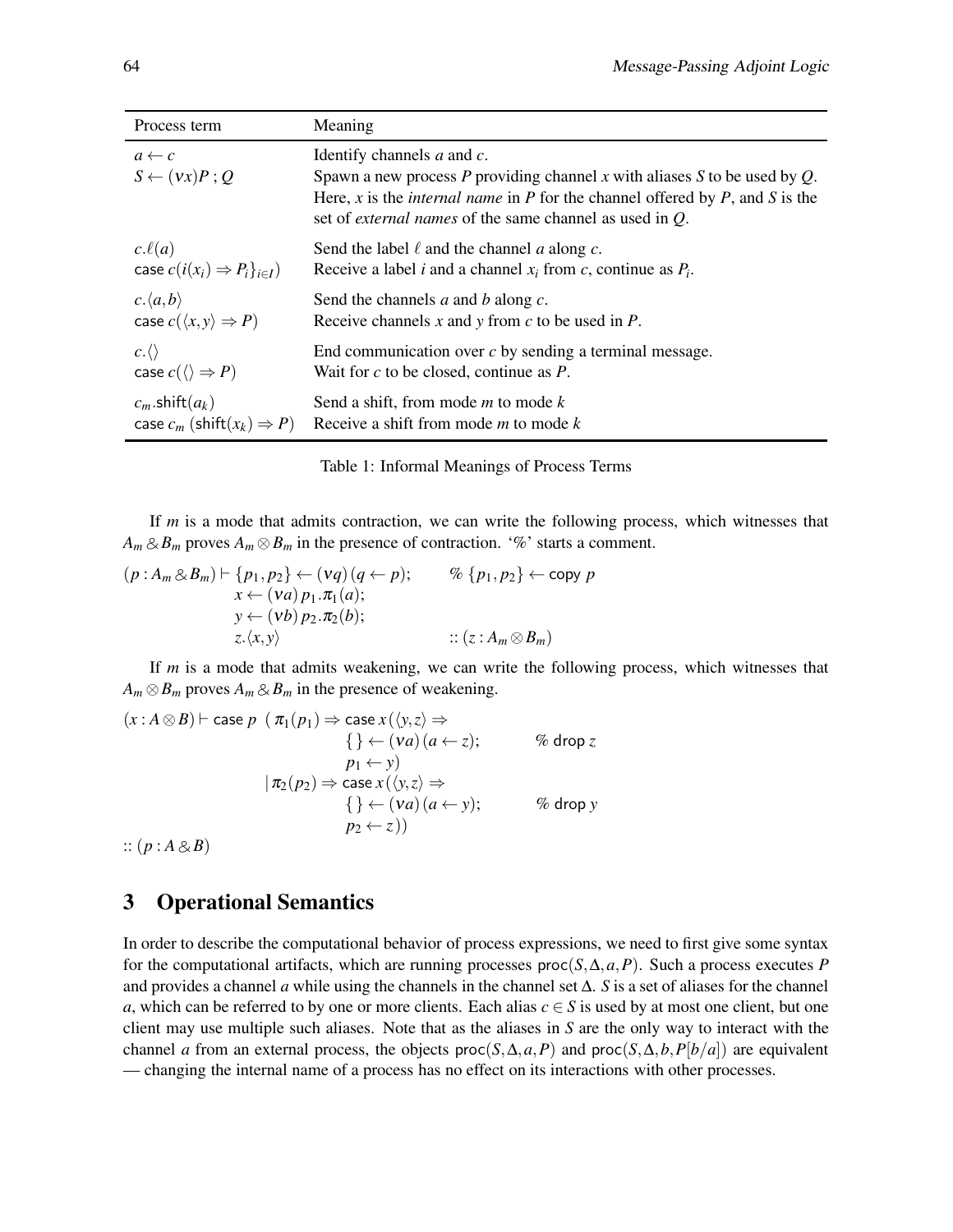| Process term | Meaning |
| --- | --- |
| $a \leftarrow c$ | Identify channels $a$ and $c$. |
| $S \leftarrow (\nu x)P \,;\, Q$ | Spawn a new process $P$ providing channel $x$ with aliases $S$ to be used by $Q$. Here, $x$ is the *internal name* in $P$ for the channel offered by $P$, and $S$ is the set of *external names* of the same channel as used in $Q$. |
| $c.\ell(a)$ | Send the label $\ell$ and the channel $a$ along $c$. |
| $\mathsf{case}\ c(i(x_i) \Rightarrow P_i\}_{i\in I})$ | Receive a label $i$ and a channel $x_i$ from $c$, continue as $P_i$. |
| $c.\langle a,b\rangle$ | Send the channels $a$ and $b$ along $c$. |
| $\mathsf{case}\ c(\langle x,y\rangle \Rightarrow P)$ | Receive channels $x$ and $y$ from $c$ to be used in $P$. |
| $c.\langle\rangle$ | End communication over $c$ by sending a terminal message. |
| $\mathsf{case}\ c(\langle\rangle \Rightarrow P)$ | Wait for $c$ to be closed, continue as $P$. |
| $c_m.\mathsf{shift}(a_k)$ | Send a shift, from mode $m$ to mode $k$ |
| $\mathsf{case}\ c_m\ (\mathsf{shift}(x_k) \Rightarrow P)$ | Receive a shift from mode $m$ to mode $k$ |

Table 1: Informal Meanings of Process Terms

If $m$ is a mode that admits contraction, we can write the following process, which witnesses that $A_m \,\&\, B_m$ proves $A_m \otimes B_m$ in the presence of contraction. '%' starts a comment.

$$
\begin{array}{ll}
(p : A_m \,\&\, B_m) \vdash \{p_1, p_2\} \leftarrow (\nu q)\,(q \leftarrow p); & \%\ \{p_1, p_2\} \leftarrow \mathsf{copy}\ p \\
\quad x \leftarrow (\nu a)\, p_1.\pi_1(a); & \\
\quad y \leftarrow (\nu b)\, p_2.\pi_2(b); & \\
\quad z.\langle x,y\rangle & ::\ (z : A_m \otimes B_m)
\end{array}
$$

If $m$ is a mode that admits weakening, we can write the following process, which witnesses that $A_m \otimes B_m$ proves $A_m \,\&\, B_m$ in the presence of weakening.

$$
\begin{array}{ll}
(x : A \otimes B) \vdash \mathsf{case}\ p\ \ (\ \pi_1(p_1) \Rightarrow \mathsf{case}\ x\,(\langle y,z\rangle \Rightarrow & \\
\qquad\qquad\qquad\qquad \{\,\} \leftarrow (\nu a)\,(a \leftarrow z); & \%\ \mathsf{drop}\ z \\
\qquad\qquad\qquad\qquad p_1 \leftarrow y) & \\
\qquad\qquad\quad \mid \pi_2(p_2) \Rightarrow \mathsf{case}\ x\,(\langle y,z\rangle \Rightarrow & \\
\qquad\qquad\qquad\qquad \{\,\} \leftarrow (\nu a)\,(a \leftarrow y); & \%\ \mathsf{drop}\ y \\
\qquad\qquad\qquad\qquad p_2 \leftarrow z)) & \\
::\ (p : A \,\&\, B) &
\end{array}
$$

## 3 Operational Semantics

In order to describe the computational behavior of process expressions, we need to first give some syntax for the computational artifacts, which are running processes $\mathsf{proc}(S,\Delta,a,P)$. Such a process executes $P$ and provides a channel $a$ while using the channels in the channel set $\Delta$. $S$ is a set of aliases for the channel $a$, which can be referred to by one or more clients. Each alias $c \in S$ is used by at most one client, but one client may use multiple such aliases. Note that as the aliases in $S$ are the only way to interact with the channel $a$ from an external process, the objects $\mathsf{proc}(S,\Delta,a,P)$ and $\mathsf{proc}(S,\Delta,b,P[b/a])$ are equivalent — changing the internal name of a process has no effect on its interactions with other processes.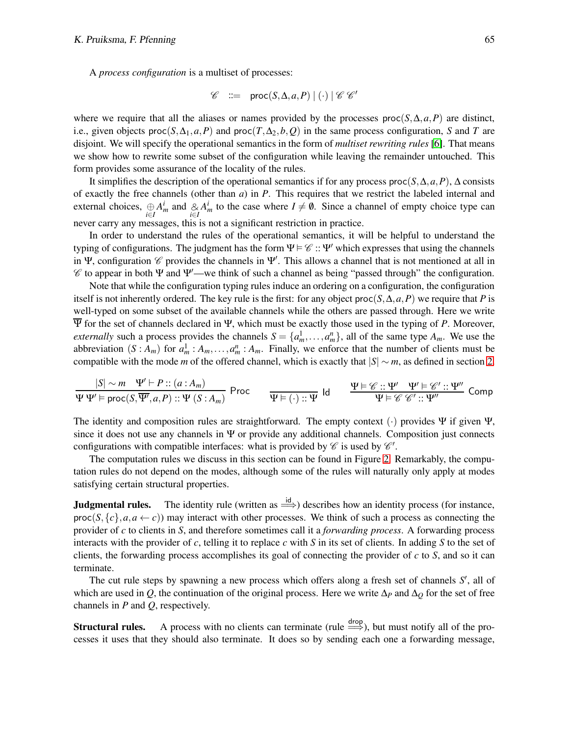A *process configuration* is a multiset of processes:

$$\mathscr{C} \quad ::= \quad \mathsf{proc}(S, \Delta, a, P) \mid (\cdot) \mid \mathscr{C}\, \mathscr{C}'$$

where we require that all the aliases or names provided by the processes $\mathsf{proc}(S,\Delta,a,P)$ are distinct, i.e., given objects $\mathsf{proc}(S,\Delta_1,a,P)$ and $\mathsf{proc}(T,\Delta_2,b,Q)$ in the same process configuration, $S$ and $T$ are disjoint. We will specify the operational semantics in the form of *multiset rewriting rules* [6]. That means we show how to rewrite some subset of the configuration while leaving the remainder untouched. This form provides some assurance of the locality of the rules.

It simplifies the description of the operational semantics if for any process $\mathsf{proc}(S,\Delta,a,P)$, $\Delta$ consists of exactly the free channels (other than $a$) in $P$. This requires that we restrict the labeled internal and external choices, $\bigoplus_{i\in I} A_m^i$ and $\mathbin{\&}_{i\in I} A_m^i$ to the case where $I \neq \emptyset$. Since a channel of empty choice type can never carry any messages, this is not a significant restriction in practice.

In order to understand the rules of the operational semantics, it will be helpful to understand the typing of configurations. The judgment has the form $\Psi \vDash \mathscr{C} :: \Psi'$ which expresses that using the channels in $\Psi$, configuration $\mathscr{C}$ provides the channels in $\Psi'$. This allows a channel that is not mentioned at all in $\mathscr{C}$ to appear in both $\Psi$ and $\Psi'$—we think of such a channel as being "passed through" the configuration.

Note that while the configuration typing rules induce an ordering on a configuration, the configuration itself is not inherently ordered. The key rule is the first: for any object $\mathsf{proc}(S,\Delta,a,P)$ we require that $P$ is well-typed on some subset of the available channels while the others are passed through. Here we write $\overline{\Psi}$ for the set of channels declared in $\Psi$, which must be exactly those used in the typing of $P$. Moreover, *externally* such a process provides the channels $S = \{a_m^1, \ldots, a_m^n\}$, all of the same type $A_m$. We use the abbreviation $(S : A_m)$ for $a_m^1 : A_m, \ldots, a_m^n : A_m$. Finally, we enforce that the number of clients must be compatible with the mode $m$ of the offered channel, which is exactly that $|S| \sim m$, as defined in section 2.

$$\frac{|S| \sim m \quad \Psi' \vdash P :: (a : A_m)}{\Psi\, \Psi' \vDash \mathsf{proc}(S, \overline{\Psi'}, a, P) :: \Psi\, (S : A_m)}\ \mathsf{Proc} \qquad \frac{}{\Psi \vDash (\cdot) :: \Psi}\ \mathsf{Id} \qquad \frac{\Psi \vDash \mathscr{C} :: \Psi' \quad \Psi' \vDash \mathscr{C}' :: \Psi''}{\Psi \vDash \mathscr{C}\, \mathscr{C}' :: \Psi''}\ \mathsf{Comp}$$

The identity and composition rules are straightforward. The empty context $(\cdot)$ provides $\Psi$ if given $\Psi$, since it does not use any channels in $\Psi$ or provide any additional channels. Composition just connects configurations with compatible interfaces: what is provided by $\mathscr{C}$ is used by $\mathscr{C}'$.

The computation rules we discuss in this section can be found in Figure 2. Remarkably, the computation rules do not depend on the modes, although some of the rules will naturally only apply at modes satisfying certain structural properties.

**Judgmental rules.** The identity rule (written as $\stackrel{\mathsf{id}}{\Longrightarrow}$) describes how an identity process (for instance, $\mathsf{proc}(S,\{c\},a,a \leftarrow c)$) may interact with other processes. We think of such a process as connecting the provider of $c$ to clients in $S$, and therefore sometimes call it a *forwarding process*. A forwarding process interacts with the provider of $c$, telling it to replace $c$ with $S$ in its set of clients. In adding $S$ to the set of clients, the forwarding process accomplishes its goal of connecting the provider of $c$ to $S$, and so it can terminate.

The cut rule steps by spawning a new process which offers along a fresh set of channels $S'$, all of which are used in $Q$, the continuation of the original process. Here we write $\Delta_P$ and $\Delta_Q$ for the set of free channels in $P$ and $Q$, respectively.

**Structural rules.** A process with no clients can terminate (rule $\stackrel{\mathsf{drop}}{\Longrightarrow}$), but must notify all of the processes it uses that they should also terminate. It does so by sending each one a forwarding message,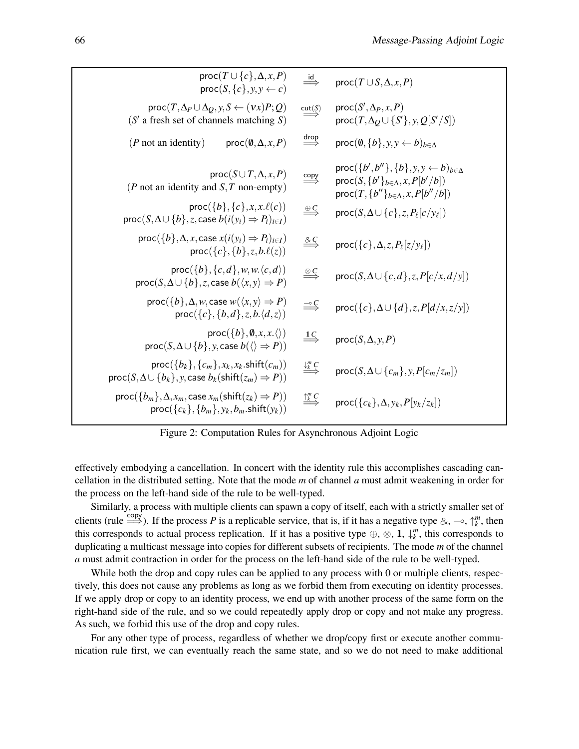$$
\begin{array}{rcl}
\mathsf{proc}(T \cup \{c\}, \Delta, x, P) & & \\
\mathsf{proc}(S, \{c\}, y, y \leftarrow c) & \stackrel{\mathsf{id}}{\Longrightarrow} & \mathsf{proc}(T \cup S, \Delta, x, P) \\[1em]
\mathsf{proc}(T, \Delta_P \cup \Delta_Q, y, S \leftarrow (\nu x)P; Q) & \stackrel{\mathsf{cut}(S)}{\Longrightarrow} & \mathsf{proc}(S', \Delta_P, x, P) \\
(S' \text{ a fresh set of channels matching } S) & & \mathsf{proc}(T, \Delta_Q \cup \{S'\}, y, Q[S'/S]) \\[1em]
(P \text{ not an identity}) \qquad \mathsf{proc}(\emptyset, \Delta, x, P) & \stackrel{\mathsf{drop}}{\Longrightarrow} & \mathsf{proc}(\emptyset, \{b\}, y, y \leftarrow b)_{b \in \Delta} \\[1em]
& & \mathsf{proc}(\{b', b''\}, \{b\}, y, y \leftarrow b)_{b \in \Delta} \\
\mathsf{proc}(S \cup T, \Delta, x, P) & \stackrel{\mathsf{copy}}{\Longrightarrow} & \mathsf{proc}(S, \{b'\}_{b \in \Delta}, x, P[b'/b]) \\
(P \text{ not an identity and } S, T \text{ non-empty}) & & \mathsf{proc}(T, \{b''\}_{b \in \Delta}, x, P[b''/b]) \\[1em]
\mathsf{proc}(\{b\}, \{c\}, x, x.\ell(c)) & & \\
\mathsf{proc}(S, \Delta \cup \{b\}, z, \mathsf{case}\ b(i(y_i) \Rightarrow P_i)_{i \in I}) & \stackrel{\oplus C}{\Longrightarrow} & \mathsf{proc}(S, \Delta \cup \{c\}, z, P_\ell[c/y_\ell]) \\[1em]
\mathsf{proc}(\{b\}, \Delta, x, \mathsf{case}\ x(i(y_i) \Rightarrow P_i)_{i \in I}) & & \\
\mathsf{proc}(\{c\}, \{b\}, z, b.\ell(z)) & \stackrel{\& C}{\Longrightarrow} & \mathsf{proc}(\{c\}, \Delta, z, P_\ell[z/y_\ell]) \\[1em]
\mathsf{proc}(\{b\}, \{c, d\}, w, w.\langle c, d \rangle) & & \\
\mathsf{proc}(S, \Delta \cup \{b\}, z, \mathsf{case}\ b(\langle x, y \rangle \Rightarrow P) & \stackrel{\otimes C}{\Longrightarrow} & \mathsf{proc}(S, \Delta \cup \{c, d\}, z, P[c/x, d/y]) \\[1em]
\mathsf{proc}(\{b\}, \Delta, w, \mathsf{case}\ w(\langle x, y \rangle \Rightarrow P) & & \\
\mathsf{proc}(\{c\}, \{b, d\}, z, b.\langle d, z \rangle) & \stackrel{\multimap C}{\Longrightarrow} & \mathsf{proc}(\{c\}, \Delta \cup \{d\}, z, P[d/x, z/y]) \\[1em]
\mathsf{proc}(\{b\}, \emptyset, x, x.\langle \rangle) & & \\
\mathsf{proc}(S, \Delta \cup \{b\}, y, \mathsf{case}\ b(\langle \rangle \Rightarrow P)) & \stackrel{\mathbf{1} C}{\Longrightarrow} & \mathsf{proc}(S, \Delta, y, P) \\[1em]
\mathsf{proc}(\{b_k\}, \{c_m\}, x_k, x_k.\mathsf{shift}(c_m)) & & \\
\mathsf{proc}(S, \Delta \cup \{b_k\}, y, \mathsf{case}\ b_k(\mathsf{shift}(z_m) \Rightarrow P)) & \stackrel{\downarrow_k^m C}{\Longrightarrow} & \mathsf{proc}(S, \Delta \cup \{c_m\}, y, P[c_m/z_m]) \\[1em]
\mathsf{proc}(\{b_m\}, \Delta, x_m, \mathsf{case}\ x_m(\mathsf{shift}(z_k) \Rightarrow P)) & & \\
\mathsf{proc}(\{c_k\}, \{b_m\}, y_k, b_m.\mathsf{shift}(y_k)) & \stackrel{\uparrow_k^m C}{\Longrightarrow} & \mathsf{proc}(\{c_k\}, \Delta, y_k, P[y_k/z_k])
\end{array}
$$

Figure 2: Computation Rules for Asynchronous Adjoint Logic

effectively embodying a cancellation. In concert with the identity rule this accomplishes cascading cancellation in the distributed setting. Note that the mode $m$ of channel $a$ must admit weakening in order for the process on the left-hand side of the rule to be well-typed.

Similarly, a process with multiple clients can spawn a copy of itself, each with a strictly smaller set of clients (rule $\stackrel{\mathsf{copy}}{\Longrightarrow}$). If the process $P$ is a replicable service, that is, if it has a negative type $\&$, $\multimap$, $\uparrow_k^m$, then this corresponds to actual process replication. If it has a positive type $\oplus$, $\otimes$, $\mathbf{1}$, $\downarrow_k^m$, this corresponds to duplicating a multicast message into copies for different subsets of recipients. The mode $m$ of the channel $a$ must admit contraction in order for the process on the left-hand side of the rule to be well-typed.

While both the drop and copy rules can be applied to any process with 0 or multiple clients, respectively, this does not cause any problems as long as we forbid them from executing on identity processes. If we apply drop or copy to an identity process, we end up with another process of the same form on the right-hand side of the rule, and so we could repeatedly apply drop or copy and not make any progress. As such, we forbid this use of the drop and copy rules.

For any other type of process, regardless of whether we drop/copy first or execute another communication rule first, we can eventually reach the same state, and so we do not need to make additional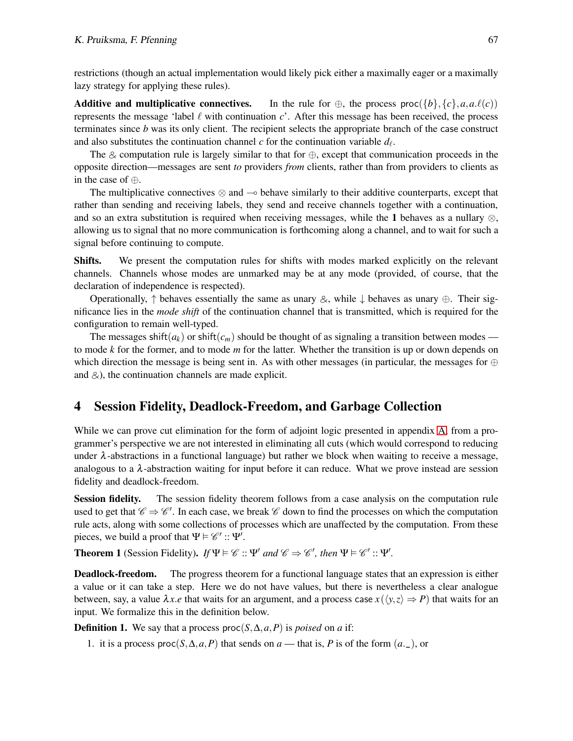restrictions (though an actual implementation would likely pick either a maximally eager or a maximally lazy strategy for applying these rules).

**Additive and multiplicative connectives.** In the rule for $\oplus$, the process $\mathsf{proc}(\{b\},\{c\},a,a.\ell(c))$ represents the message 'label $\ell$ with continuation $c$'. After this message has been received, the process terminates since $b$ was its only client. The recipient selects the appropriate branch of the case construct and also substitutes the continuation channel $c$ for the continuation variable $d_\ell$.

The $\&$ computation rule is largely similar to that for $\oplus$, except that communication proceeds in the opposite direction—messages are sent *to* providers *from* clients, rather than from providers to clients as in the case of $\oplus$.

The multiplicative connectives $\otimes$ and $\multimap$ behave similarly to their additive counterparts, except that rather than sending and receiving labels, they send and receive channels together with a continuation, and so an extra substitution is required when receiving messages, while the $\mathbf{1}$ behaves as a nullary $\otimes$, allowing us to signal that no more communication is forthcoming along a channel, and to wait for such a signal before continuing to compute.

**Shifts.** We present the computation rules for shifts with modes marked explicitly on the relevant channels. Channels whose modes are unmarked may be at any mode (provided, of course, that the declaration of independence is respected).

Operationally, $\uparrow$ behaves essentially the same as unary $\&$, while $\downarrow$ behaves as unary $\oplus$. Their significance lies in the *mode shift* of the continuation channel that is transmitted, which is required for the configuration to remain well-typed.

The messages $\mathsf{shift}(a_k)$ or $\mathsf{shift}(c_m)$ should be thought of as signaling a transition between modes — to mode $k$ for the former, and to mode $m$ for the latter. Whether the transition is up or down depends on which direction the message is being sent in. As with other messages (in particular, the messages for $\oplus$ and $\&$), the continuation channels are made explicit.

## 4 Session Fidelity, Deadlock-Freedom, and Garbage Collection

While we can prove cut elimination for the form of adjoint logic presented in appendix A, from a programmer's perspective we are not interested in eliminating all cuts (which would correspond to reducing under $\lambda$-abstractions in a functional language) but rather we block when waiting to receive a message, analogous to a $\lambda$-abstraction waiting for input before it can reduce. What we prove instead are session fidelity and deadlock-freedom.

**Session fidelity.** The session fidelity theorem follows from a case analysis on the computation rule used to get that $\mathscr{C} \Rightarrow \mathscr{C}'$. In each case, we break $\mathscr{C}$ down to find the processes on which the computation rule acts, along with some collections of processes which are unaffected by the computation. From these pieces, we build a proof that $\Psi \vDash \mathscr{C}' :: \Psi'$.

**Theorem 1** (Session Fidelity)**.** *If $\Psi \vDash \mathscr{C} :: \Psi'$ and $\mathscr{C} \Rightarrow \mathscr{C}'$, then $\Psi \vDash \mathscr{C}' :: \Psi'$.*

**Deadlock-freedom.** The progress theorem for a functional language states that an expression is either a value or it can take a step. Here we do not have values, but there is nevertheless a clear analogue between, say, a value $\lambda x.e$ that waits for an argument, and a process $\mathsf{case}\, x\,(\langle y,z\rangle \Rightarrow P)$ that waits for an input. We formalize this in the definition below.

**Definition 1.** We say that a process $\mathsf{proc}(S,\Delta,a,P)$ is *poised* on $a$ if:

1. it is a process $\mathsf{proc}(S,\Delta,a,P)$ that sends on $a$ — that is, $P$ is of the form $(a.\_)$, or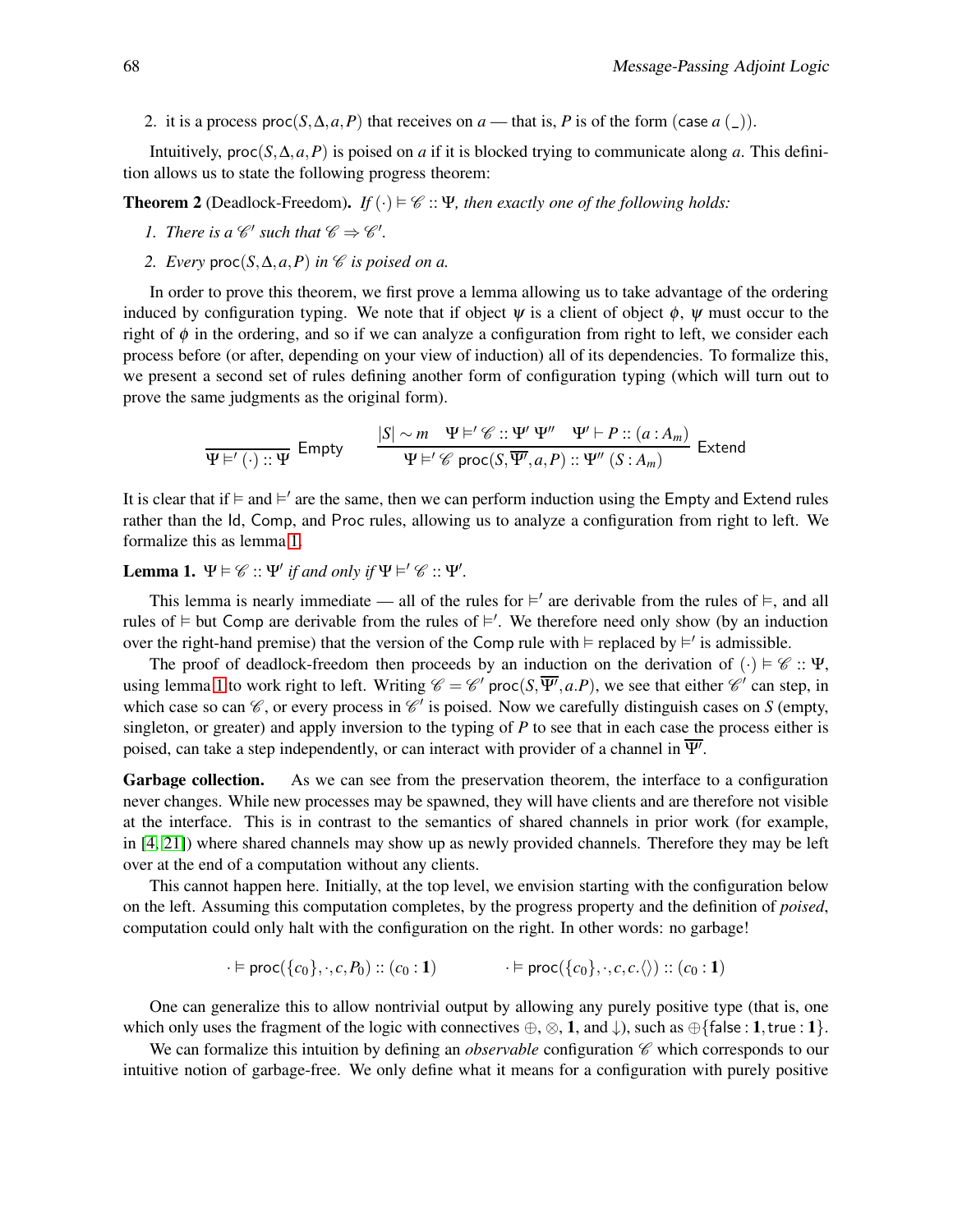2. it is a process $\mathsf{proc}(S,\Delta,a,P)$ that receives on $a$ — that is, $P$ is of the form $(\mathsf{case}\ a\ (\_))$.

Intuitively, $\mathsf{proc}(S,\Delta,a,P)$ is poised on $a$ if it is blocked trying to communicate along $a$. This definition allows us to state the following progress theorem:

**Theorem 2** (Deadlock-Freedom). *If $(\cdot) \vDash \mathscr{C} :: \Psi$, then exactly one of the following holds:*

1. *There is a $\mathscr{C}'$ such that $\mathscr{C} \Rightarrow \mathscr{C}'$.*
2. *Every $\mathsf{proc}(S,\Delta,a,P)$ in $\mathscr{C}$ is poised on $a$.*

In order to prove this theorem, we first prove a lemma allowing us to take advantage of the ordering induced by configuration typing. We note that if object $\psi$ is a client of object $\phi$, $\psi$ must occur to the right of $\phi$ in the ordering, and so if we can analyze a configuration from right to left, we consider each process before (or after, depending on your view of induction) all of its dependencies. To formalize this, we present a second set of rules defining another form of configuration typing (which will turn out to prove the same judgments as the original form).

$$\frac{}{\Psi \vDash' (\cdot) :: \Psi}\ \mathsf{Empty} \qquad \frac{|S| \sim m \quad \Psi \vDash' \mathscr{C} :: \Psi'\ \Psi'' \quad \Psi' \vdash P :: (a : A_m)}{\Psi \vDash' \mathscr{C}\ \mathsf{proc}(S, \overline{\Psi'}, a, P) :: \Psi''\ (S : A_m)}\ \mathsf{Extend}$$

It is clear that if $\vDash$ and $\vDash'$ are the same, then we can perform induction using the Empty and Extend rules rather than the Id, Comp, and Proc rules, allowing us to analyze a configuration from right to left. We formalize this as lemma 1.

**Lemma 1.** *$\Psi \vDash \mathscr{C} :: \Psi'$ if and only if $\Psi \vDash' \mathscr{C} :: \Psi'$.*

This lemma is nearly immediate — all of the rules for $\vDash'$ are derivable from the rules of $\vDash$, and all rules of $\vDash$ but Comp are derivable from the rules of $\vDash'$. We therefore need only show (by an induction over the right-hand premise) that the version of the Comp rule with $\vDash$ replaced by $\vDash'$ is admissible.

The proof of deadlock-freedom then proceeds by an induction on the derivation of $(\cdot) \vDash \mathscr{C} :: \Psi$, using lemma 1 to work right to left. Writing $\mathscr{C} = \mathscr{C}'\ \mathsf{proc}(S, \overline{\Psi'}, a.P)$, we see that either $\mathscr{C}'$ can step, in which case so can $\mathscr{C}$, or every process in $\mathscr{C}'$ is poised. Now we carefully distinguish cases on $S$ (empty, singleton, or greater) and apply inversion to the typing of $P$ to see that in each case the process either is poised, can take a step independently, or can interact with provider of a channel in $\overline{\Psi'}$.

**Garbage collection.** As we can see from the preservation theorem, the interface to a configuration never changes. While new processes may be spawned, they will have clients and are therefore not visible at the interface. This is in contrast to the semantics of shared channels in prior work (for example, in [4, 21]) where shared channels may show up as newly provided channels. Therefore they may be left over at the end of a computation without any clients.

This cannot happen here. Initially, at the top level, we envision starting with the configuration below on the left. Assuming this computation completes, by the progress property and the definition of *poised*, computation could only halt with the configuration on the right. In other words: no garbage!

$$\cdot \vDash \mathsf{proc}(\{c_0\}, \cdot, c, P_0) :: (c_0 : \mathbf{1}) \qquad\qquad \cdot \vDash \mathsf{proc}(\{c_0\}, \cdot, c, c.\langle\rangle) :: (c_0 : \mathbf{1})$$

One can generalize this to allow nontrivial output by allowing any purely positive type (that is, one which only uses the fragment of the logic with connectives $\oplus$, $\otimes$, $\mathbf{1}$, and $\downarrow$), such as $\oplus\{\mathsf{false} : \mathbf{1}, \mathsf{true} : \mathbf{1}\}$.

We can formalize this intuition by defining an *observable* configuration $\mathscr{C}$ which corresponds to our intuitive notion of garbage-free. We only define what it means for a configuration with purely positive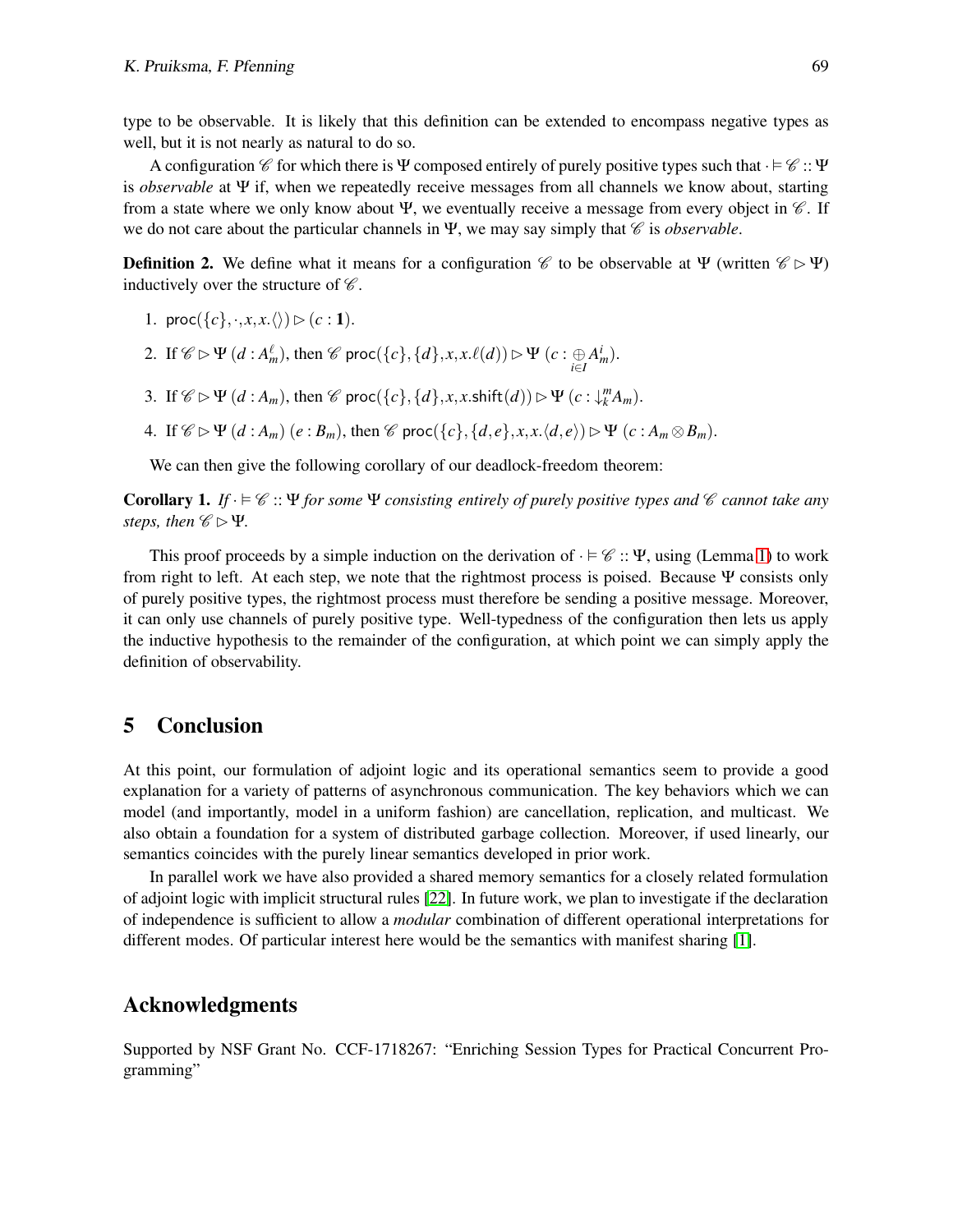type to be observable. It is likely that this definition can be extended to encompass negative types as well, but it is not nearly as natural to do so.

A configuration $\mathscr{C}$ for which there is $\Psi$ composed entirely of purely positive types such that $\cdot \vDash \mathscr{C} :: \Psi$ is *observable* at $\Psi$ if, when we repeatedly receive messages from all channels we know about, starting from a state where we only know about $\Psi$, we eventually receive a message from every object in $\mathscr{C}$. If we do not care about the particular channels in $\Psi$, we may say simply that $\mathscr{C}$ is *observable*.

**Definition 2.** We define what it means for a configuration $\mathscr{C}$ to be observable at $\Psi$ (written $\mathscr{C} \rhd \Psi$) inductively over the structure of $\mathscr{C}$.

1. $\mathsf{proc}(\{c\}, \cdot, x, x.\langle\rangle) \rhd (c : \mathbf{1})$.
2. If $\mathscr{C} \rhd \Psi \ (d : A_m^\ell)$, then $\mathscr{C}\ \mathsf{proc}(\{c\}, \{d\}, x, x.\ell(d)) \rhd \Psi \ (c : \bigoplus_{i \in I} A_m^i)$.
3. If $\mathscr{C} \rhd \Psi \ (d : A_m)$, then $\mathscr{C}\ \mathsf{proc}(\{c\}, \{d\}, x, x.\mathsf{shift}(d)) \rhd \Psi \ (c : \downarrow_k^m A_m)$.
4. If $\mathscr{C} \rhd \Psi \ (d : A_m) \ (e : B_m)$, then $\mathscr{C}\ \mathsf{proc}(\{c\}, \{d, e\}, x, x.\langle d, e\rangle) \rhd \Psi \ (c : A_m \otimes B_m)$.

We can then give the following corollary of our deadlock-freedom theorem:

**Corollary 1.** *If $\cdot \vDash \mathscr{C} :: \Psi$ for some $\Psi$ consisting entirely of purely positive types and $\mathscr{C}$ cannot take any steps, then $\mathscr{C} \rhd \Psi$.*

This proof proceeds by a simple induction on the derivation of $\cdot \vDash \mathscr{C} :: \Psi$, using (Lemma 1) to work from right to left. At each step, we note that the rightmost process is poised. Because $\Psi$ consists only of purely positive types, the rightmost process must therefore be sending a positive message. Moreover, it can only use channels of purely positive type. Well-typedness of the configuration then lets us apply the inductive hypothesis to the remainder of the configuration, at which point we can simply apply the definition of observability.

## 5 Conclusion

At this point, our formulation of adjoint logic and its operational semantics seem to provide a good explanation for a variety of patterns of asynchronous communication. The key behaviors which we can model (and importantly, model in a uniform fashion) are cancellation, replication, and multicast. We also obtain a foundation for a system of distributed garbage collection. Moreover, if used linearly, our semantics coincides with the purely linear semantics developed in prior work.

In parallel work we have also provided a shared memory semantics for a closely related formulation of adjoint logic with implicit structural rules [22]. In future work, we plan to investigate if the declaration of independence is sufficient to allow a *modular* combination of different operational interpretations for different modes. Of particular interest here would be the semantics with manifest sharing [1].

## Acknowledgments

Supported by NSF Grant No. CCF-1718267: "Enriching Session Types for Practical Concurrent Programming"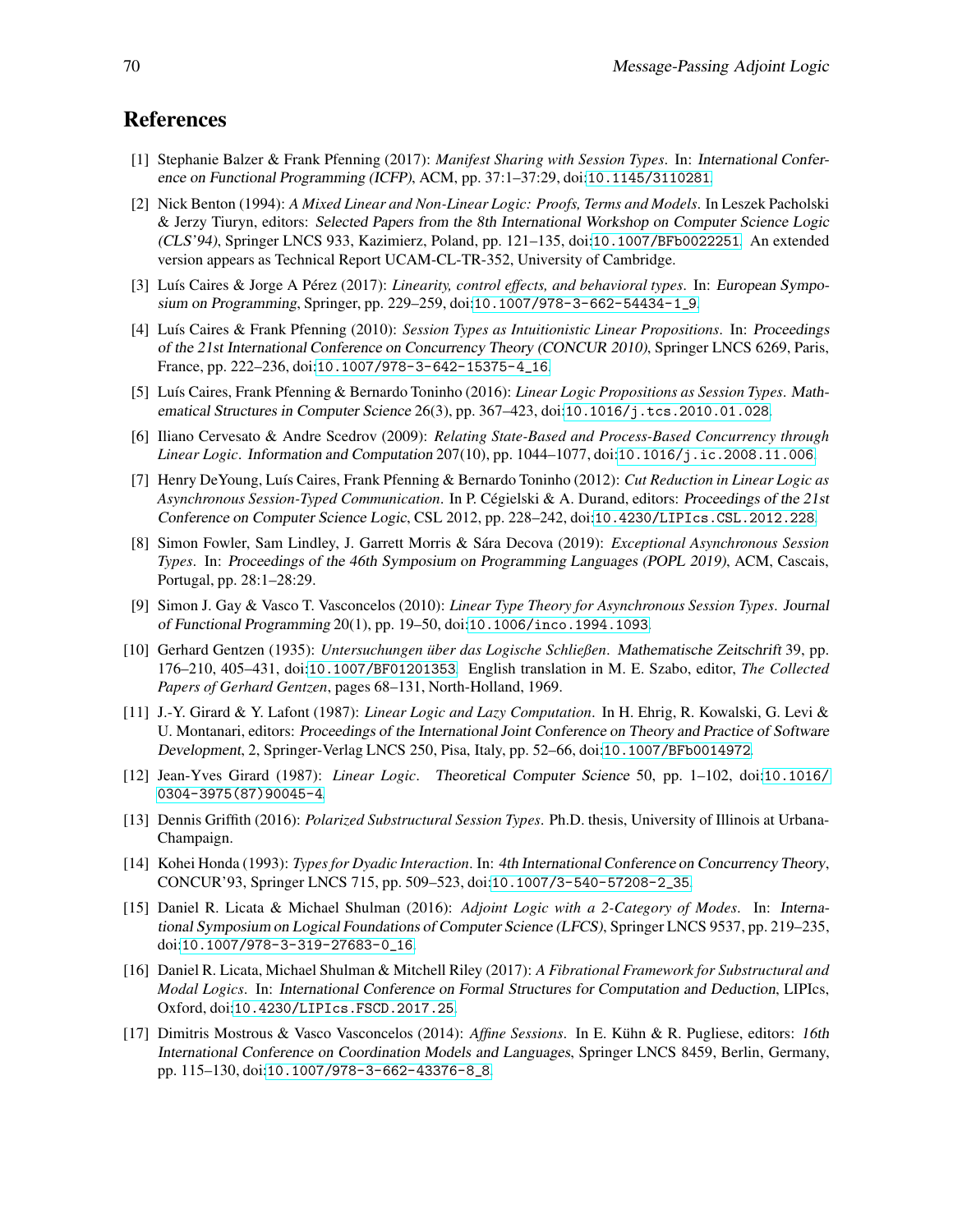## References

[1] Stephanie Balzer & Frank Pfenning (2017): *Manifest Sharing with Session Types*. In: International Conference on Functional Programming (ICFP), ACM, pp. 37:1–37:29, doi:10.1145/3110281.

[2] Nick Benton (1994): *A Mixed Linear and Non-Linear Logic: Proofs, Terms and Models*. In Leszek Pacholski & Jerzy Tiuryn, editors: Selected Papers from the 8th International Workshop on Computer Science Logic (CLS'94), Springer LNCS 933, Kazimierz, Poland, pp. 121–135, doi:10.1007/BFb0022251. An extended version appears as Technical Report UCAM-CL-TR-352, University of Cambridge.

[3] Luís Caires & Jorge A Pérez (2017): *Linearity, control effects, and behavioral types*. In: European Symposium on Programming, Springer, pp. 229–259, doi:10.1007/978-3-662-54434-1_9.

[4] Luís Caires & Frank Pfenning (2010): *Session Types as Intuitionistic Linear Propositions*. In: Proceedings of the 21st International Conference on Concurrency Theory (CONCUR 2010), Springer LNCS 6269, Paris, France, pp. 222–236, doi:10.1007/978-3-642-15375-4_16.

[5] Luís Caires, Frank Pfenning & Bernardo Toninho (2016): *Linear Logic Propositions as Session Types*. Mathematical Structures in Computer Science 26(3), pp. 367–423, doi:10.1016/j.tcs.2010.01.028.

[6] Iliano Cervesato & Andre Scedrov (2009): *Relating State-Based and Process-Based Concurrency through Linear Logic*. Information and Computation 207(10), pp. 1044–1077, doi:10.1016/j.ic.2008.11.006.

[7] Henry DeYoung, Luís Caires, Frank Pfenning & Bernardo Toninho (2012): *Cut Reduction in Linear Logic as Asynchronous Session-Typed Communication*. In P. Cégielski & A. Durand, editors: Proceedings of the 21st Conference on Computer Science Logic, CSL 2012, pp. 228–242, doi:10.4230/LIPIcs.CSL.2012.228.

[8] Simon Fowler, Sam Lindley, J. Garrett Morris & Sára Decova (2019): *Exceptional Asynchronous Session Types*. In: Proceedings of the 46th Symposium on Programming Languages (POPL 2019), ACM, Cascais, Portugal, pp. 28:1–28:29.

[9] Simon J. Gay & Vasco T. Vasconcelos (2010): *Linear Type Theory for Asynchronous Session Types*. Journal of Functional Programming 20(1), pp. 19–50, doi:10.1006/inco.1994.1093.

[10] Gerhard Gentzen (1935): *Untersuchungen über das Logische Schließen*. Mathematische Zeitschrift 39, pp. 176–210, 405–431, doi:10.1007/BF01201353. English translation in M. E. Szabo, editor, *The Collected Papers of Gerhard Gentzen*, pages 68–131, North-Holland, 1969.

[11] J.-Y. Girard & Y. Lafont (1987): *Linear Logic and Lazy Computation*. In H. Ehrig, R. Kowalski, G. Levi & U. Montanari, editors: Proceedings of the International Joint Conference on Theory and Practice of Software Development, 2, Springer-Verlag LNCS 250, Pisa, Italy, pp. 52–66, doi:10.1007/BFb0014972.

[12] Jean-Yves Girard (1987): *Linear Logic*. Theoretical Computer Science 50, pp. 1–102, doi:10.1016/0304-3975(87)90045-4.

[13] Dennis Griffith (2016): *Polarized Substructural Session Types*. Ph.D. thesis, University of Illinois at Urbana-Champaign.

[14] Kohei Honda (1993): *Types for Dyadic Interaction*. In: 4th International Conference on Concurrency Theory, CONCUR'93, Springer LNCS 715, pp. 509–523, doi:10.1007/3-540-57208-2_35.

[15] Daniel R. Licata & Michael Shulman (2016): *Adjoint Logic with a 2-Category of Modes*. In: International Symposium on Logical Foundations of Computer Science (LFCS), Springer LNCS 9537, pp. 219–235, doi:10.1007/978-3-319-27683-0_16.

[16] Daniel R. Licata, Michael Shulman & Mitchell Riley (2017): *A Fibrational Framework for Substructural and Modal Logics*. In: International Conference on Formal Structures for Computation and Deduction, LIPIcs, Oxford, doi:10.4230/LIPIcs.FSCD.2017.25.

[17] Dimitris Mostrous & Vasco Vasconcelos (2014): *Affine Sessions*. In E. Kühn & R. Pugliese, editors: 16th International Conference on Coordination Models and Languages, Springer LNCS 8459, Berlin, Germany, pp. 115–130, doi:10.1007/978-3-662-43376-8_8.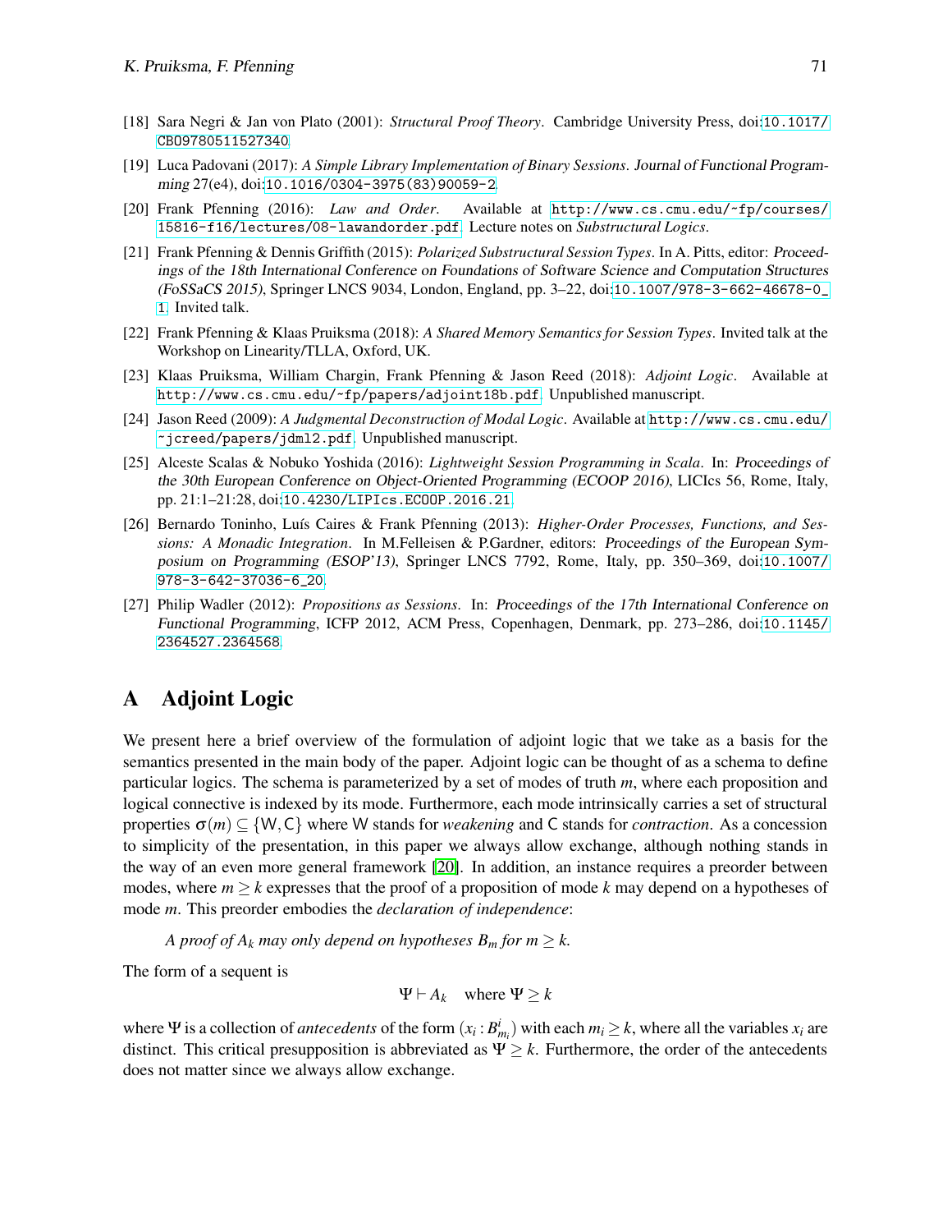[18] Sara Negri & Jan von Plato (2001): *Structural Proof Theory*. Cambridge University Press, doi:10.1017/CBO9780511527340.

[19] Luca Padovani (2017): *A Simple Library Implementation of Binary Sessions*. Journal of Functional Programming 27(e4), doi:10.1016/0304-3975(83)90059-2.

[20] Frank Pfenning (2016): *Law and Order*. Available at http://www.cs.cmu.edu/~fp/courses/15816-f16/lectures/08-lawandorder.pdf. Lecture notes on *Substructural Logics*.

[21] Frank Pfenning & Dennis Griffith (2015): *Polarized Substructural Session Types*. In A. Pitts, editor: Proceedings of the 18th International Conference on Foundations of Software Science and Computation Structures (FoSSaCS 2015), Springer LNCS 9034, London, England, pp. 3–22, doi:10.1007/978-3-662-46678-0_1. Invited talk.

[22] Frank Pfenning & Klaas Pruiksma (2018): *A Shared Memory Semantics for Session Types*. Invited talk at the Workshop on Linearity/TLLA, Oxford, UK.

[23] Klaas Pruiksma, William Chargin, Frank Pfenning & Jason Reed (2018): *Adjoint Logic*. Available at http://www.cs.cmu.edu/~fp/papers/adjoint18b.pdf. Unpublished manuscript.

[24] Jason Reed (2009): *A Judgmental Deconstruction of Modal Logic*. Available at http://www.cs.cmu.edu/~jcreed/papers/jdml2.pdf. Unpublished manuscript.

[25] Alceste Scalas & Nobuko Yoshida (2016): *Lightweight Session Programming in Scala*. In: Proceedings of the 30th European Conference on Object-Oriented Programming (ECOOP 2016), LICIcs 56, Rome, Italy, pp. 21:1–21:28, doi:10.4230/LIPIcs.ECOOP.2016.21.

[26] Bernardo Toninho, Luís Caires & Frank Pfenning (2013): *Higher-Order Processes, Functions, and Sessions: A Monadic Integration*. In M.Felleisen & P.Gardner, editors: Proceedings of the European Symposium on Programming (ESOP'13), Springer LNCS 7792, Rome, Italy, pp. 350–369, doi:10.1007/978-3-642-37036-6_20.

[27] Philip Wadler (2012): *Propositions as Sessions*. In: Proceedings of the 17th International Conference on Functional Programming, ICFP 2012, ACM Press, Copenhagen, Denmark, pp. 273–286, doi:10.1145/2364527.2364568.

# A Adjoint Logic

We present here a brief overview of the formulation of adjoint logic that we take as a basis for the semantics presented in the main body of the paper. Adjoint logic can be thought of as a schema to define particular logics. The schema is parameterized by a set of modes of truth $m$, where each proposition and logical connective is indexed by its mode. Furthermore, each mode intrinsically carries a set of structural properties $\sigma(m) \subseteq \{\mathsf{W}, \mathsf{C}\}$ where $\mathsf{W}$ stands for *weakening* and $\mathsf{C}$ stands for *contraction*. As a concession to simplicity of the presentation, in this paper we always allow exchange, although nothing stands in the way of an even more general framework [20]. In addition, an instance requires a preorder between modes, where $m \geq k$ expresses that the proof of a proposition of mode $k$ may depend on a hypotheses of mode $m$. This preorder embodies the *declaration of independence*:

*A proof of $A_k$ may only depend on hypotheses $B_m$ for $m \geq k$.*

The form of a sequent is

$$\Psi \vdash A_k \quad \text{where } \Psi \geq k$$

where $\Psi$ is a collection of *antecedents* of the form $(x_i : B^i_{m_i})$ with each $m_i \geq k$, where all the variables $x_i$ are distinct. This critical presupposition is abbreviated as $\Psi \geq k$. Furthermore, the order of the antecedents does not matter since we always allow exchange.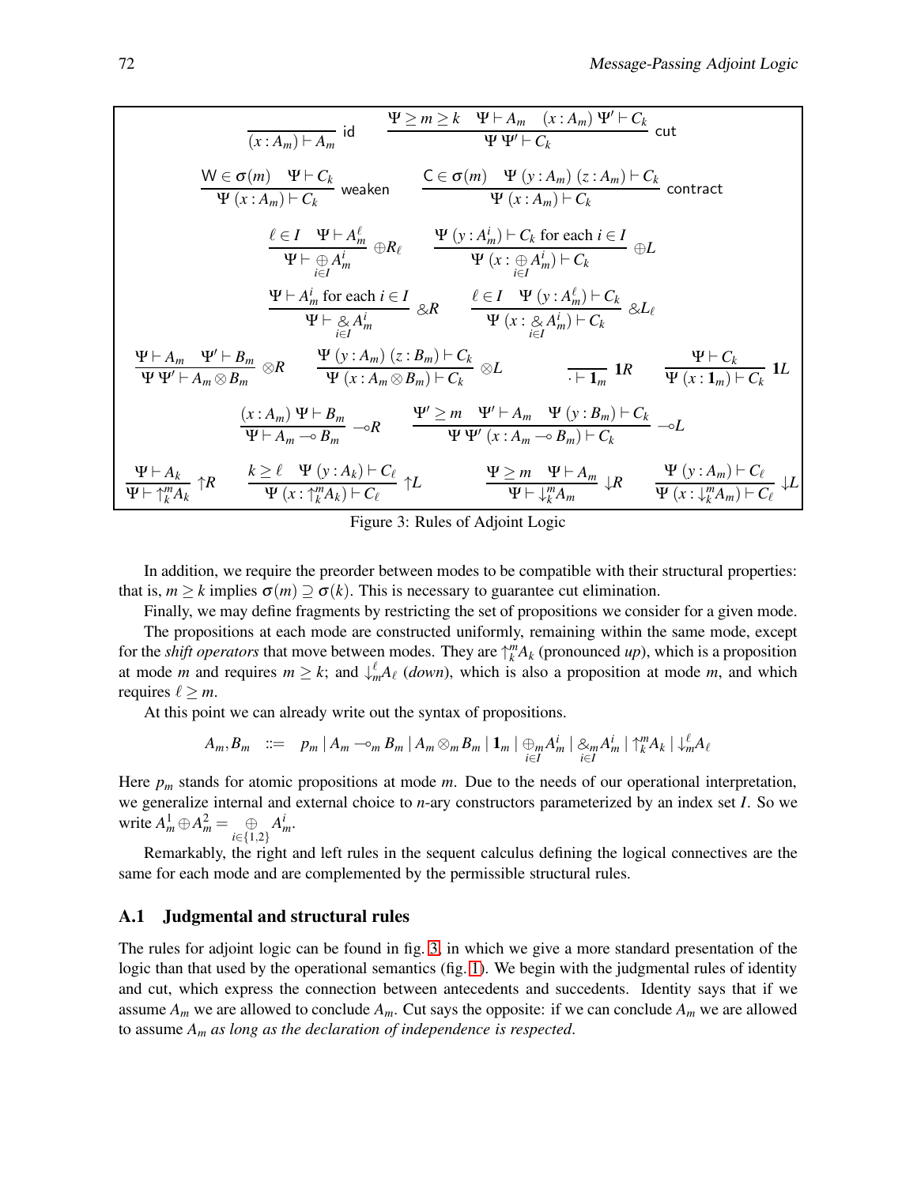$$\frac{}{(x : A_m) \vdash A_m}\ \mathsf{id} \qquad \frac{\Psi \geq m \geq k \quad \Psi \vdash A_m \quad (x : A_m)\ \Psi' \vdash C_k}{\Psi\ \Psi' \vdash C_k}\ \mathsf{cut}$$

$$\frac{\mathsf{W} \in \sigma(m) \quad \Psi \vdash C_k}{\Psi\ (x : A_m) \vdash C_k}\ \mathsf{weaken} \qquad \frac{\mathsf{C} \in \sigma(m) \quad \Psi\ (y : A_m)\ (z : A_m) \vdash C_k}{\Psi\ (x : A_m) \vdash C_k}\ \mathsf{contract}$$

$$\frac{\ell \in I \quad \Psi \vdash A_m^\ell}{\Psi \vdash \bigoplus_{i \in I} A_m^i}\ \oplus R_\ell \qquad \frac{\Psi\ (y : A_m^i) \vdash C_k \text{ for each } i \in I}{\Psi\ (x : \bigoplus_{i \in I} A_m^i) \vdash C_k}\ \oplus L$$

$$\frac{\Psi \vdash A_m^i \text{ for each } i \in I}{\Psi \vdash \mathop{\&}_{i \in I} A_m^i}\ \& R \qquad \frac{\ell \in I \quad \Psi\ (y : A_m^\ell) \vdash C_k}{\Psi\ (x : \mathop{\&}_{i \in I} A_m^i) \vdash C_k}\ \& L_\ell$$

$$\frac{\Psi \vdash A_m \quad \Psi' \vdash B_m}{\Psi\ \Psi' \vdash A_m \otimes B_m}\ \otimes R \qquad \frac{\Psi\ (y : A_m)\ (z : B_m) \vdash C_k}{\Psi\ (x : A_m \otimes B_m) \vdash C_k}\ \otimes L \qquad \frac{}{\cdot \vdash \mathbf{1}_m}\ \mathbf{1}R \qquad \frac{\Psi \vdash C_k}{\Psi\ (x : \mathbf{1}_m) \vdash C_k}\ \mathbf{1}L$$

$$\frac{(x : A_m)\ \Psi \vdash B_m}{\Psi \vdash A_m \multimap B_m}\ \multimap R \qquad \frac{\Psi' \geq m \quad \Psi' \vdash A_m \quad \Psi\ (y : B_m) \vdash C_k}{\Psi\ \Psi'\ (x : A_m \multimap B_m) \vdash C_k}\ \multimap L$$

$$\frac{\Psi \vdash A_k}{\Psi \vdash {\uparrow}_k^m A_k}\ {\uparrow}R \qquad \frac{k \geq \ell \quad \Psi\ (y : A_k) \vdash C_\ell}{\Psi\ (x : {\uparrow}_k^m A_k) \vdash C_\ell}\ {\uparrow}L \qquad \frac{\Psi \geq m \quad \Psi \vdash A_m}{\Psi \vdash {\downarrow}_k^m A_m}\ {\downarrow}R \qquad \frac{\Psi\ (y : A_m) \vdash C_\ell}{\Psi\ (x : {\downarrow}_k^m A_m) \vdash C_\ell}\ {\downarrow}L$$

Figure 3: Rules of Adjoint Logic

In addition, we require the preorder between modes to be compatible with their structural properties: that is, $m \geq k$ implies $\sigma(m) \supseteq \sigma(k)$. This is necessary to guarantee cut elimination.

Finally, we may define fragments by restricting the set of propositions we consider for a given mode.

The propositions at each mode are constructed uniformly, remaining within the same mode, except for the *shift operators* that move between modes. They are ${\uparrow}_k^m A_k$ (pronounced *up*), which is a proposition at mode $m$ and requires $m \geq k$; and ${\downarrow}_m^\ell A_\ell$ (*down*), which is also a proposition at mode $m$, and which requires $\ell \geq m$.

At this point we can already write out the syntax of propositions.

$$A_m, B_m \quad ::= \quad p_m \mid A_m \multimap_m B_m \mid A_m \otimes_m B_m \mid \mathbf{1}_m \mid \bigoplus_{i \in I}{}_m A_m^i \mid \mathop{\&}_{i \in I}{}_m A_m^i \mid {\uparrow}_k^m A_k \mid {\downarrow}_m^\ell A_\ell$$

Here $p_m$ stands for atomic propositions at mode $m$. Due to the needs of our operational interpretation, we generalize internal and external choice to $n$-ary constructors parameterized by an index set $I$. So we write $A_m^1 \oplus A_m^2 = \bigoplus_{i \in \{1,2\}} A_m^i$.

Remarkably, the right and left rules in the sequent calculus defining the logical connectives are the same for each mode and are complemented by the permissible structural rules.

### A.1 Judgmental and structural rules

The rules for adjoint logic can be found in fig. 3, in which we give a more standard presentation of the logic than that used by the operational semantics (fig. 1). We begin with the judgmental rules of identity and cut, which express the connection between antecedents and succedents. Identity says that if we assume $A_m$ we are allowed to conclude $A_m$. Cut says the opposite: if we can conclude $A_m$ we are allowed to assume $A_m$ *as long as the declaration of independence is respected*.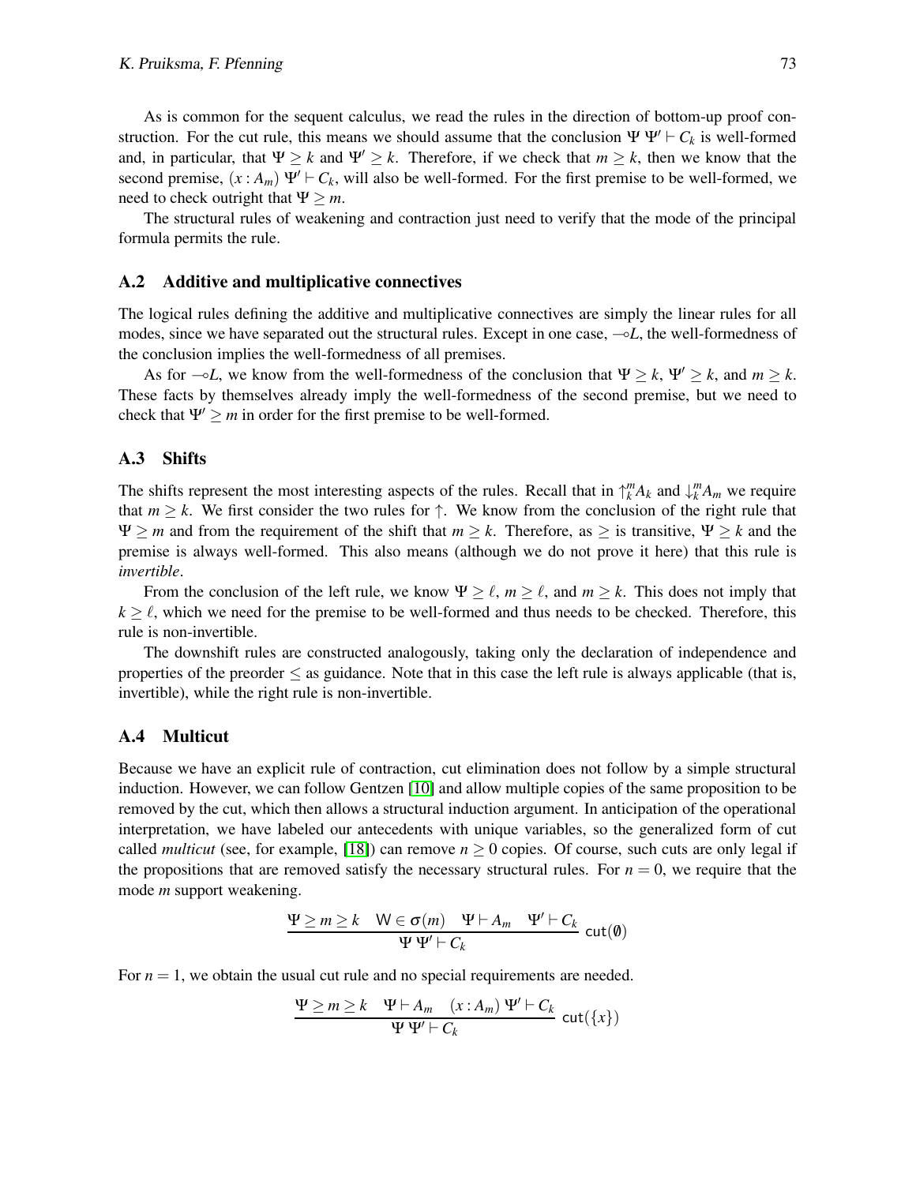As is common for the sequent calculus, we read the rules in the direction of bottom-up proof construction. For the cut rule, this means we should assume that the conclusion $\Psi\ \Psi' \vdash C_k$ is well-formed and, in particular, that $\Psi \geq k$ and $\Psi' \geq k$. Therefore, if we check that $m \geq k$, then we know that the second premise, $(x : A_m)\ \Psi' \vdash C_k$, will also be well-formed. For the first premise to be well-formed, we need to check outright that $\Psi \geq m$.

The structural rules of weakening and contraction just need to verify that the mode of the principal formula permits the rule.

### A.2 Additive and multiplicative connectives

The logical rules defining the additive and multiplicative connectives are simply the linear rules for all modes, since we have separated out the structural rules. Except in one case, $\multimap L$, the well-formedness of the conclusion implies the well-formedness of all premises.

As for $\multimap L$, we know from the well-formedness of the conclusion that $\Psi \geq k$, $\Psi' \geq k$, and $m \geq k$. These facts by themselves already imply the well-formedness of the second premise, but we need to check that $\Psi' \geq m$ in order for the first premise to be well-formed.

### A.3 Shifts

The shifts represent the most interesting aspects of the rules. Recall that in $\uparrow_k^m A_k$ and $\downarrow_k^m A_m$ we require that $m \geq k$. We first consider the two rules for $\uparrow$. We know from the conclusion of the right rule that $\Psi \geq m$ and from the requirement of the shift that $m \geq k$. Therefore, as $\geq$ is transitive, $\Psi \geq k$ and the premise is always well-formed. This also means (although we do not prove it here) that this rule is *invertible*.

From the conclusion of the left rule, we know $\Psi \geq \ell$, $m \geq \ell$, and $m \geq k$. This does not imply that $k \geq \ell$, which we need for the premise to be well-formed and thus needs to be checked. Therefore, this rule is non-invertible.

The downshift rules are constructed analogously, taking only the declaration of independence and properties of the preorder $\leq$ as guidance. Note that in this case the left rule is always applicable (that is, invertible), while the right rule is non-invertible.

### A.4 Multicut

Because we have an explicit rule of contraction, cut elimination does not follow by a simple structural induction. However, we can follow Gentzen [10] and allow multiple copies of the same proposition to be removed by the cut, which then allows a structural induction argument. In anticipation of the operational interpretation, we have labeled our antecedents with unique variables, so the generalized form of cut called *multicut* (see, for example, [18]) can remove $n \geq 0$ copies. Of course, such cuts are only legal if the propositions that are removed satisfy the necessary structural rules. For $n = 0$, we require that the mode $m$ support weakening.

$$\frac{\Psi \geq m \geq k \quad \mathsf{W} \in \sigma(m) \quad \Psi \vdash A_m \quad \Psi' \vdash C_k}{\Psi\ \Psi' \vdash C_k}\ \mathsf{cut}(\emptyset)$$

For $n = 1$, we obtain the usual cut rule and no special requirements are needed.

$$\frac{\Psi \geq m \geq k \quad \Psi \vdash A_m \quad (x : A_m)\ \Psi' \vdash C_k}{\Psi\ \Psi' \vdash C_k}\ \mathsf{cut}(\{x\})$$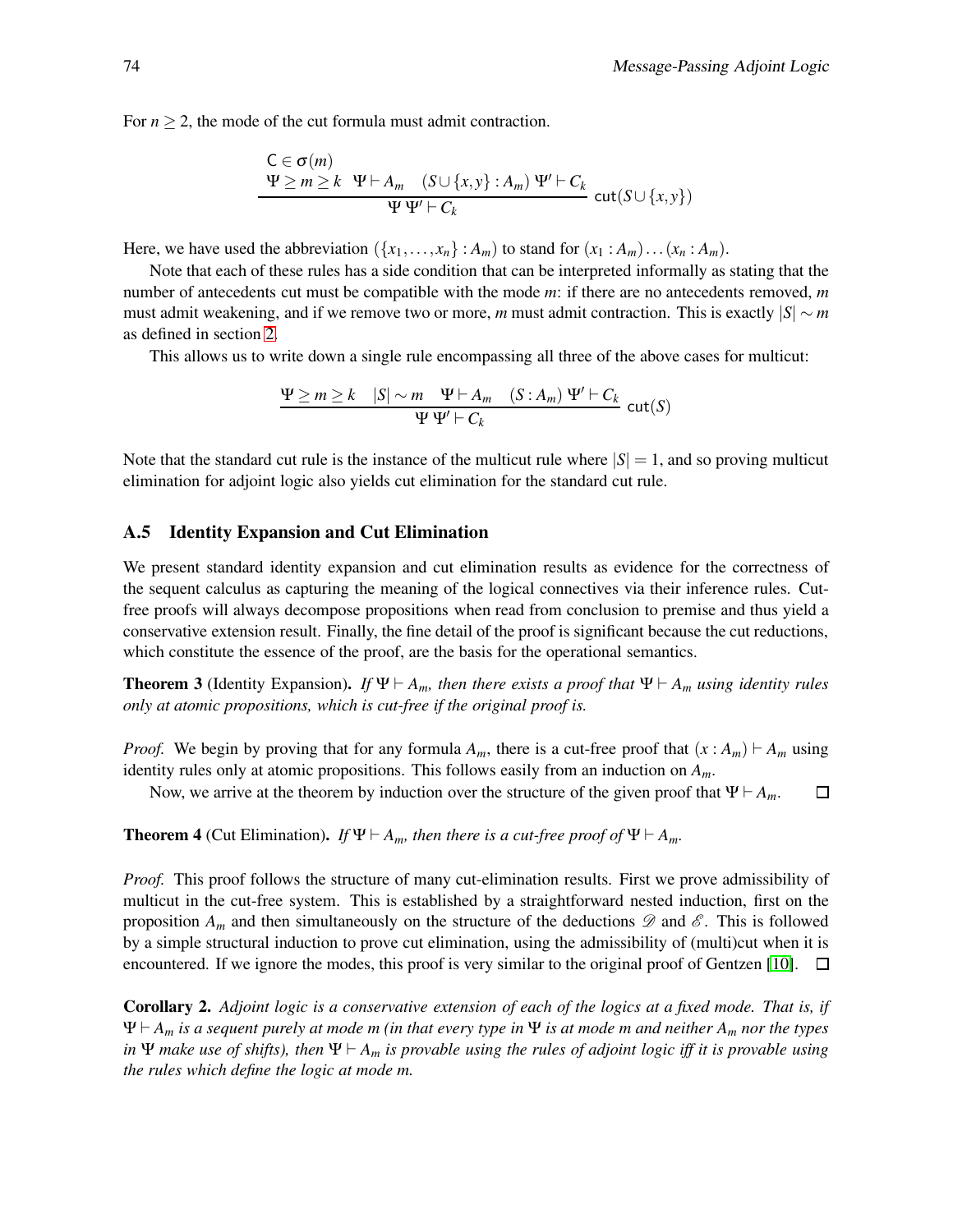For $n \geq 2$, the mode of the cut formula must admit contraction.

$$\frac{\mathsf{C} \in \sigma(m) \\ \Psi \geq m \geq k \quad \Psi \vdash A_m \quad (S \cup \{x,y\} : A_m)\ \Psi' \vdash C_k}{\Psi\ \Psi' \vdash C_k}\ \mathsf{cut}(S \cup \{x,y\})$$

Here, we have used the abbreviation $(\{x_1,\ldots,x_n\} : A_m)$ to stand for $(x_1 : A_m)\ldots(x_n : A_m)$.

Note that each of these rules has a side condition that can be interpreted informally as stating that the number of antecedents cut must be compatible with the mode $m$: if there are no antecedents removed, $m$ must admit weakening, and if we remove two or more, $m$ must admit contraction. This is exactly $|S| \sim m$ as defined in section 2.

This allows us to write down a single rule encompassing all three of the above cases for multicut:

$$\frac{\Psi \geq m \geq k \quad |S| \sim m \quad \Psi \vdash A_m \quad (S : A_m)\ \Psi' \vdash C_k}{\Psi\ \Psi' \vdash C_k}\ \mathsf{cut}(S)$$

Note that the standard cut rule is the instance of the multicut rule where $|S| = 1$, and so proving multicut elimination for adjoint logic also yields cut elimination for the standard cut rule.

### A.5 Identity Expansion and Cut Elimination

We present standard identity expansion and cut elimination results as evidence for the correctness of the sequent calculus as capturing the meaning of the logical connectives via their inference rules. Cut-free proofs will always decompose propositions when read from conclusion to premise and thus yield a conservative extension result. Finally, the fine detail of the proof is significant because the cut reductions, which constitute the essence of the proof, are the basis for the operational semantics.

**Theorem 3** (Identity Expansion). *If $\Psi \vdash A_m$, then there exists a proof that $\Psi \vdash A_m$ using identity rules only at atomic propositions, which is cut-free if the original proof is.*

*Proof.* We begin by proving that for any formula $A_m$, there is a cut-free proof that $(x : A_m) \vdash A_m$ using identity rules only at atomic propositions. This follows easily from an induction on $A_m$.

Now, we arrive at the theorem by induction over the structure of the given proof that $\Psi \vdash A_m$. □

**Theorem 4** (Cut Elimination). *If $\Psi \vdash A_m$, then there is a cut-free proof of $\Psi \vdash A_m$.*

*Proof.* This proof follows the structure of many cut-elimination results. First we prove admissibility of multicut in the cut-free system. This is established by a straightforward nested induction, first on the proposition $A_m$ and then simultaneously on the structure of the deductions $\mathscr{D}$ and $\mathscr{E}$. This is followed by a simple structural induction to prove cut elimination, using the admissibility of (multi)cut when it is encountered. If we ignore the modes, this proof is very similar to the original proof of Gentzen [10]. □

**Corollary 2.** *Adjoint logic is a conservative extension of each of the logics at a fixed mode. That is, if $\Psi \vdash A_m$ is a sequent purely at mode m (in that every type in $\Psi$ is at mode m and neither $A_m$ nor the types in $\Psi$ make use of shifts), then $\Psi \vdash A_m$ is provable using the rules of adjoint logic iff it is provable using the rules which define the logic at mode m.*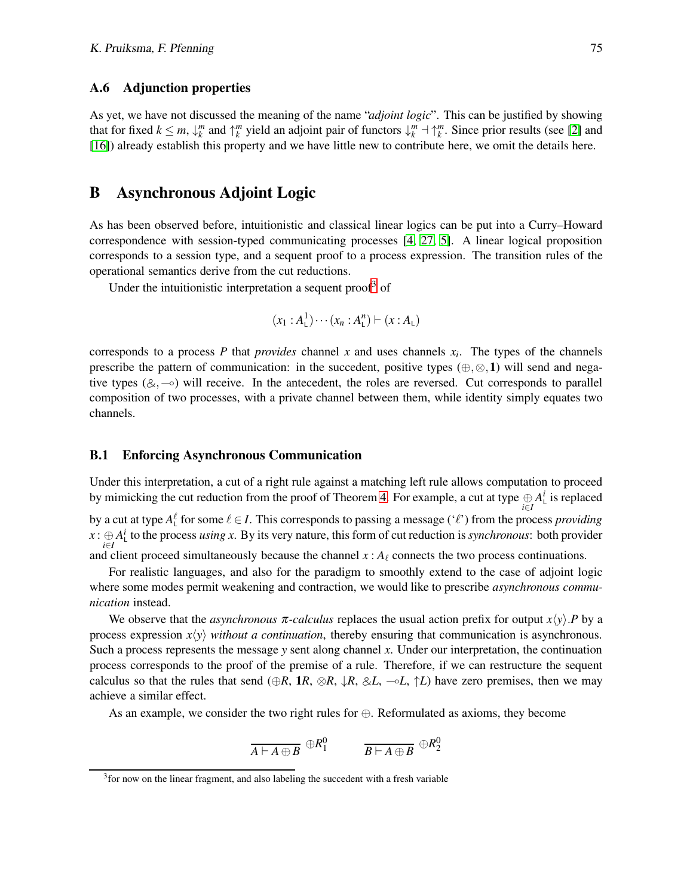### A.6 Adjunction properties

As yet, we have not discussed the meaning of the name "*adjoint logic*". This can be justified by showing that for fixed $k \leq m$, $\downarrow_k^m$ and $\uparrow_k^m$ yield an adjoint pair of functors $\downarrow_k^m \dashv \uparrow_k^m$. Since prior results (see [2] and [16]) already establish this property and we have little new to contribute here, we omit the details here.

## B Asynchronous Adjoint Logic

As has been observed before, intuitionistic and classical linear logics can be put into a Curry–Howard correspondence with session-typed communicating processes [4, 27, 5]. A linear logical proposition corresponds to a session type, and a sequent proof to a process expression. The transition rules of the operational semantics derive from the cut reductions.

Under the intuitionistic interpretation a sequent proof[3] of

$$(x_1 : A_{\mathsf{L}}^1) \cdots (x_n : A_{\mathsf{L}}^n) \vdash (x : A_{\mathsf{L}})$$

corresponds to a process $P$ that *provides* channel $x$ and uses channels $x_i$. The types of the channels prescribe the pattern of communication: in the succedent, positive types ($\oplus, \otimes, \mathbf{1}$) will send and negative types ($\&, \multimap$) will receive. In the antecedent, the roles are reversed. Cut corresponds to parallel composition of two processes, with a private channel between them, while identity simply equates two channels.

### B.1 Enforcing Asynchronous Communication

Under this interpretation, a cut of a right rule against a matching left rule allows computation to proceed by mimicking the cut reduction from the proof of Theorem 4. For example, a cut at type $\underset{i \in I}{\oplus} A_{\mathsf{L}}^i$ is replaced by a cut at type $A_{\mathsf{L}}^{\ell}$ for some $\ell \in I$. This corresponds to passing a message ('$\ell$') from the process *providing* $x : \underset{i \in I}{\oplus} A_{\mathsf{L}}^i$ to the process *using* $x$. By its very nature, this form of cut reduction is *synchronous*: both provider and client proceed simultaneously because the channel $x : A_\ell$ connects the two process continuations.

For realistic languages, and also for the paradigm to smoothly extend to the case of adjoint logic where some modes permit weakening and contraction, we would like to prescribe *asynchronous communication* instead.

We observe that the *asynchronous $\pi$-calculus* replaces the usual action prefix for output $x\langle y\rangle.P$ by a process expression $x\langle y\rangle$ *without a continuation*, thereby ensuring that communication is asynchronous. Such a process represents the message $y$ sent along channel $x$. Under our interpretation, the continuation process corresponds to the proof of the premise of a rule. Therefore, if we can restructure the sequent calculus so that the rules that send ($\oplus R$, $\mathbf{1}R$, $\otimes R$, $\downarrow R$, $\& L$, $\multimap L$, $\uparrow L$) have zero premises, then we may achieve a similar effect.

As an example, we consider the two right rules for $\oplus$. Reformulated as axioms, they become

$$\frac{}{A \vdash A \oplus B} \oplus R_1^0 \qquad \frac{}{B \vdash A \oplus B} \oplus R_2^0$$

[3] for now on the linear fragment, and also labeling the succedent with a fresh variable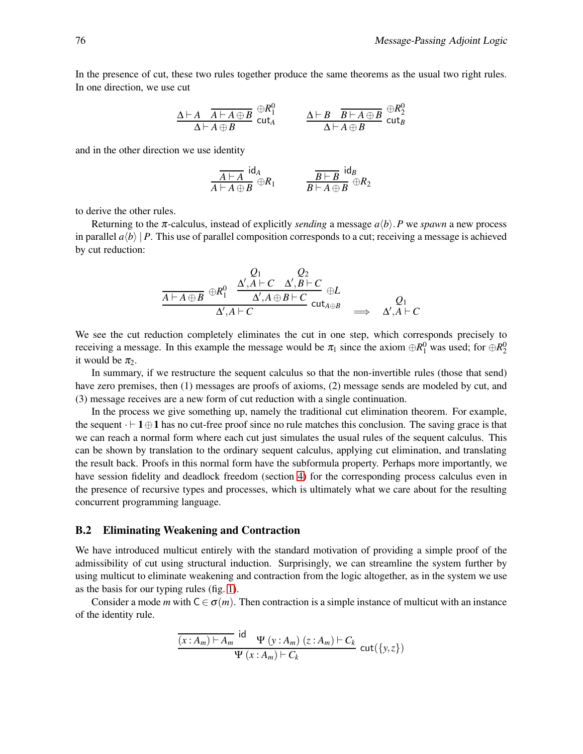In the presence of cut, these two rules together produce the same theorems as the usual two right rules. In one direction, we use cut

$$\dfrac{\Delta \vdash A \quad \overline{A \vdash A \oplus B}\ \oplus R_1^0}{\Delta \vdash A \oplus B}\ \mathsf{cut}_A \qquad\qquad \dfrac{\Delta \vdash B \quad \overline{B \vdash A \oplus B}\ \oplus R_2^0}{\Delta \vdash A \oplus B}\ \mathsf{cut}_B$$

and in the other direction we use identity

$$\dfrac{\overline{A \vdash A}\ \mathsf{id}_A}{A \vdash A \oplus B}\ \oplus R_1 \qquad\qquad \dfrac{\overline{B \vdash B}\ \mathsf{id}_B}{B \vdash A \oplus B}\ \oplus R_2$$

to derive the other rules.

Returning to the $\pi$-calculus, instead of explicitly *sending* a message $a\langle b\rangle.P$ we *spawn* a new process in parallel $a\langle b\rangle \mid P$. This use of parallel composition corresponds to a cut; receiving a message is achieved by cut reduction:

$$\dfrac{\overline{A \vdash A \oplus B}\ \oplus R_1^0 \quad \dfrac{\overset{Q_1}{\Delta', A \vdash C} \quad \overset{Q_2}{\Delta', B \vdash C}}{\Delta', A \oplus B \vdash C}\ \oplus L}{\Delta', A \vdash C}\ \mathsf{cut}_{A \oplus B} \quad \Longrightarrow \quad \overset{Q_1}{\Delta', A \vdash C}$$

We see the cut reduction completely eliminates the cut in one step, which corresponds precisely to receiving a message. In this example the message would be $\pi_1$ since the axiom $\oplus R_1^0$ was used; for $\oplus R_2^0$ it would be $\pi_2$.

In summary, if we restructure the sequent calculus so that the non-invertible rules (those that send) have zero premises, then (1) messages are proofs of axioms, (2) message sends are modeled by cut, and (3) message receives are a new form of cut reduction with a single continuation.

In the process we give something up, namely the traditional cut elimination theorem. For example, the sequent $\cdot \vdash \mathbf{1} \oplus \mathbf{1}$ has no cut-free proof since no rule matches this conclusion. The saving grace is that we can reach a normal form where each cut just simulates the usual rules of the sequent calculus. This can be shown by translation to the ordinary sequent calculus, applying cut elimination, and translating the result back. Proofs in this normal form have the subformula property. Perhaps more importantly, we have session fidelity and deadlock freedom (section 4) for the corresponding process calculus even in the presence of recursive types and processes, which is ultimately what we care about for the resulting concurrent programming language.

### B.2 Eliminating Weakening and Contraction

We have introduced multicut entirely with the standard motivation of providing a simple proof of the admissibility of cut using structural induction. Surprisingly, we can streamline the system further by using multicut to eliminate weakening and contraction from the logic altogether, as in the system we use as the basis for our typing rules (fig. 1).

Consider a mode $m$ with $\mathsf{C} \in \sigma(m)$. Then contraction is a simple instance of multicut with an instance of the identity rule.

$$\dfrac{\overline{(x : A_m) \vdash A_m}\ \mathsf{id} \quad \Psi\ (y : A_m)\ (z : A_m) \vdash C_k}{\Psi\ (x : A_m) \vdash C_k}\ \mathsf{cut}(\{y, z\})$$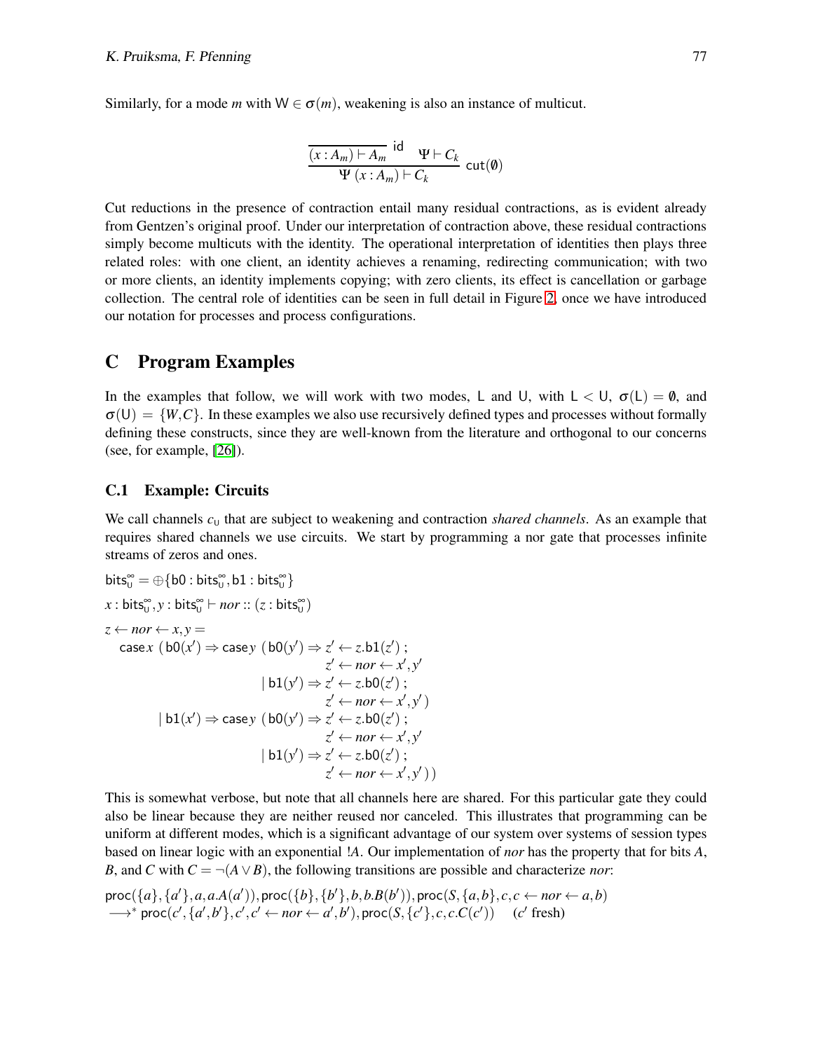Similarly, for a mode $m$ with $\mathsf{W} \in \sigma(m)$, weakening is also an instance of multicut.

$$\dfrac{\dfrac{}{(x : A_m) \vdash A_m}\ \mathsf{id} \qquad \Psi \vdash C_k}{\Psi\ (x : A_m) \vdash C_k}\ \mathsf{cut}(\emptyset)$$

Cut reductions in the presence of contraction entail many residual contractions, as is evident already from Gentzen's original proof. Under our interpretation of contraction above, these residual contractions simply become multicuts with the identity. The operational interpretation of identities then plays three related roles: with one client, an identity achieves a renaming, redirecting communication; with two or more clients, an identity implements copying; with zero clients, its effect is cancellation or garbage collection. The central role of identities can be seen in full detail in Figure 2, once we have introduced our notation for processes and process configurations.

## C Program Examples

In the examples that follow, we will work with two modes, $\mathsf{L}$ and $\mathsf{U}$, with $\mathsf{L} < \mathsf{U}$, $\sigma(\mathsf{L}) = \emptyset$, and $\sigma(\mathsf{U}) = \{W, C\}$. In these examples we also use recursively defined types and processes without formally defining these constructs, since they are well-known from the literature and orthogonal to our concerns (see, for example, [26]).

### C.1 Example: Circuits

We call channels $c_{\mathsf{U}}$ that are subject to weakening and contraction *shared channels*. As an example that requires shared channels we use circuits. We start by programming a nor gate that processes infinite streams of zeros and ones.

$\mathsf{bits}^\infty_{\mathsf{U}} = \oplus\{\mathsf{b0} : \mathsf{bits}^\infty_{\mathsf{U}}, \mathsf{b1} : \mathsf{bits}^\infty_{\mathsf{U}}\}$

$x : \mathsf{bits}^\infty_{\mathsf{U}}, y : \mathsf{bits}^\infty_{\mathsf{U}} \vdash nor :: (z : \mathsf{bits}^\infty_{\mathsf{U}})$

$$
\begin{array}{l}
z \leftarrow nor \leftarrow x, y = \\
\quad \mathsf{case}\, x\ (\mathsf{b0}(x') \Rightarrow \mathsf{case}\, y\ (\mathsf{b0}(y') \Rightarrow z' \leftarrow z.\mathsf{b1}(z') \,; \\
\qquad\qquad\qquad\qquad\qquad\qquad\quad z' \leftarrow nor \leftarrow x', y' \\
\qquad\qquad\qquad\qquad\qquad\quad \mid \mathsf{b1}(y') \Rightarrow z' \leftarrow z.\mathsf{b0}(z') \,; \\
\qquad\qquad\qquad\qquad\qquad\qquad\quad z' \leftarrow nor \leftarrow x', y' \,) \\
\qquad\quad \mid \mathsf{b1}(x') \Rightarrow \mathsf{case}\, y\ (\mathsf{b0}(y') \Rightarrow z' \leftarrow z.\mathsf{b0}(z') \,; \\
\qquad\qquad\qquad\qquad\qquad\qquad\quad z' \leftarrow nor \leftarrow x', y' \\
\qquad\qquad\qquad\qquad\qquad\quad \mid \mathsf{b1}(y') \Rightarrow z' \leftarrow z.\mathsf{b0}(z') \,; \\
\qquad\qquad\qquad\qquad\qquad\qquad\quad z' \leftarrow nor \leftarrow x', y' \,)\,)
\end{array}
$$

This is somewhat verbose, but note that all channels here are shared. For this particular gate they could also be linear because they are neither reused nor canceled. This illustrates that programming can be uniform at different modes, which is a significant advantage of our system over systems of session types based on linear logic with an exponential $!A$. Our implementation of *nor* has the property that for bits $A$, $B$, and $C$ with $C = \neg(A \vee B)$, the following transitions are possible and characterize *nor*:

$$
\begin{array}{l}
\mathsf{proc}(\{a\}, \{a'\}, a, a.A(a')), \mathsf{proc}(\{b\}, \{b'\}, b, b.B(b')), \mathsf{proc}(S, \{a, b\}, c, c \leftarrow nor \leftarrow a, b) \\
\longrightarrow^* \mathsf{proc}(c', \{a', b'\}, c', c' \leftarrow nor \leftarrow a', b'), \mathsf{proc}(S, \{c'\}, c, c.C(c')) \quad (c' \text{ fresh})
\end{array}
$$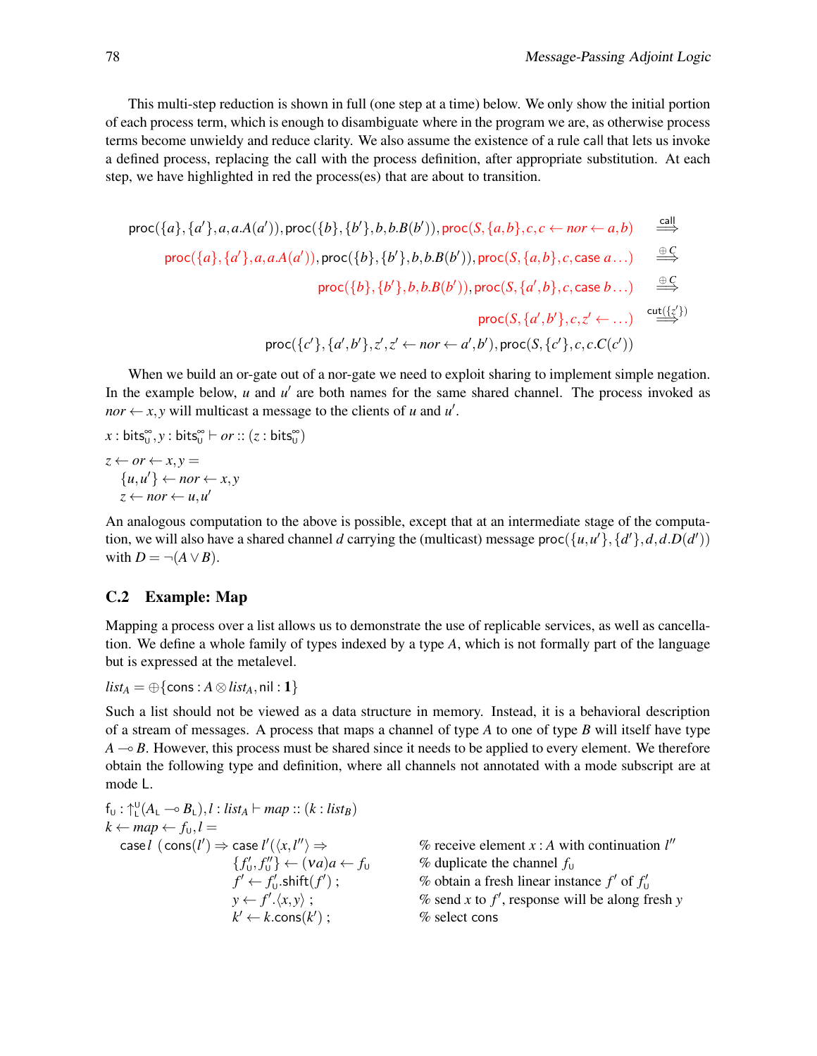This multi-step reduction is shown in full (one step at a time) below. We only show the initial portion of each process term, which is enough to disambiguate where in the program we are, as otherwise process terms become unwieldy and reduce clarity. We also assume the existence of a rule call that lets us invoke a defined process, replacing the call with the process definition, after appropriate substitution. At each step, we have highlighted in red the process(es) that are about to transition.

$$
\begin{array}{rl}
\mathsf{proc}(\{a\},\{a'\},a,a.A(a')), \mathsf{proc}(\{b\},\{b'\},b,b.B(b')), \mathsf{proc}(S,\{a,b\},c,c \leftarrow nor \leftarrow a,b) & \overset{\mathsf{call}}{\Longrightarrow} \\
\mathsf{proc}(\{a\},\{a'\},a,a.A(a')), \mathsf{proc}(\{b\},\{b'\},b,b.B(b')), \mathsf{proc}(S,\{a,b\},c,\mathsf{case}\ a\ldots) & \overset{\oplus C}{\Longrightarrow} \\
\mathsf{proc}(\{b\},\{b'\},b,b.B(b')), \mathsf{proc}(S,\{a',b\},c,\mathsf{case}\ b\ldots) & \overset{\oplus C}{\Longrightarrow} \\
\mathsf{proc}(S,\{a',b'\},c,z' \leftarrow \ldots) & \overset{\mathsf{cut}(\{z'\})}{\Longrightarrow} \\
\mathsf{proc}(\{c'\},\{a',b'\},z',z' \leftarrow nor \leftarrow a',b'), \mathsf{proc}(S,\{c'\},c,c.C(c')) &
\end{array}
$$

When we build an or-gate out of a nor-gate we need to exploit sharing to implement simple negation. In the example below, $u$ and $u'$ are both names for the same shared channel. The process invoked as $nor \leftarrow x,y$ will multicast a message to the clients of $u$ and $u'$.

$x : \mathsf{bits}^\infty_\mathsf{U}, y : \mathsf{bits}^\infty_\mathsf{U} \vdash or :: (z : \mathsf{bits}^\infty_\mathsf{U})$

$z \leftarrow or \leftarrow x,y =$
$\quad \{u,u'\} \leftarrow nor \leftarrow x,y$
$\quad z \leftarrow nor \leftarrow u,u'$

An analogous computation to the above is possible, except that at an intermediate stage of the computation, we will also have a shared channel $d$ carrying the (multicast) message $\mathsf{proc}(\{u,u'\},\{d'\},d,d.D(d'))$ with $D = \neg(A \vee B)$.

## C.2 Example: Map

Mapping a process over a list allows us to demonstrate the use of replicable services, as well as cancellation. We define a whole family of types indexed by a type $A$, which is not formally part of the language but is expressed at the metalevel.

$list_A = \oplus\{\mathsf{cons} : A \otimes list_A, \mathsf{nil} : \mathbf{1}\}$

Such a list should not be viewed as a data structure in memory. Instead, it is a behavioral description of a stream of messages. A process that maps a channel of type $A$ to one of type $B$ will itself have type $A \multimap B$. However, this process must be shared since it needs to be applied to every element. We therefore obtain the following type and definition, where all channels not annotated with a mode subscript are at mode $\mathsf{L}$.

$\mathsf{f}_\mathsf{U} : \uparrow^\mathsf{U}_\mathsf{L}(A_\mathsf{L} \multimap B_\mathsf{L}), l : list_A \vdash map :: (k : list_B)$
$k \leftarrow map \leftarrow f_\mathsf{U}, l =$

| | |
|---|---|
| $\mathsf{case}\, l\ \ (\mathsf{cons}(l') \Rightarrow \mathsf{case}\, l'(\langle x, l''\rangle \Rightarrow$ | % receive element $x : A$ with continuation $l''$ |
| $\{f'_\mathsf{U}, f''_\mathsf{U}\} \leftarrow (\nu a) a \leftarrow f_\mathsf{U}$ | % duplicate the channel $f_\mathsf{U}$ |
| $f' \leftarrow f'_\mathsf{U}.\mathsf{shift}(f')\ ;$ | % obtain a fresh linear instance $f'$ of $f'_\mathsf{U}$ |
| $y \leftarrow f'.\langle x, y\rangle\ ;$ | % send $x$ to $f'$, response will be along fresh $y$ |
| $k' \leftarrow k.\mathsf{cons}(k')\ ;$ | % select cons |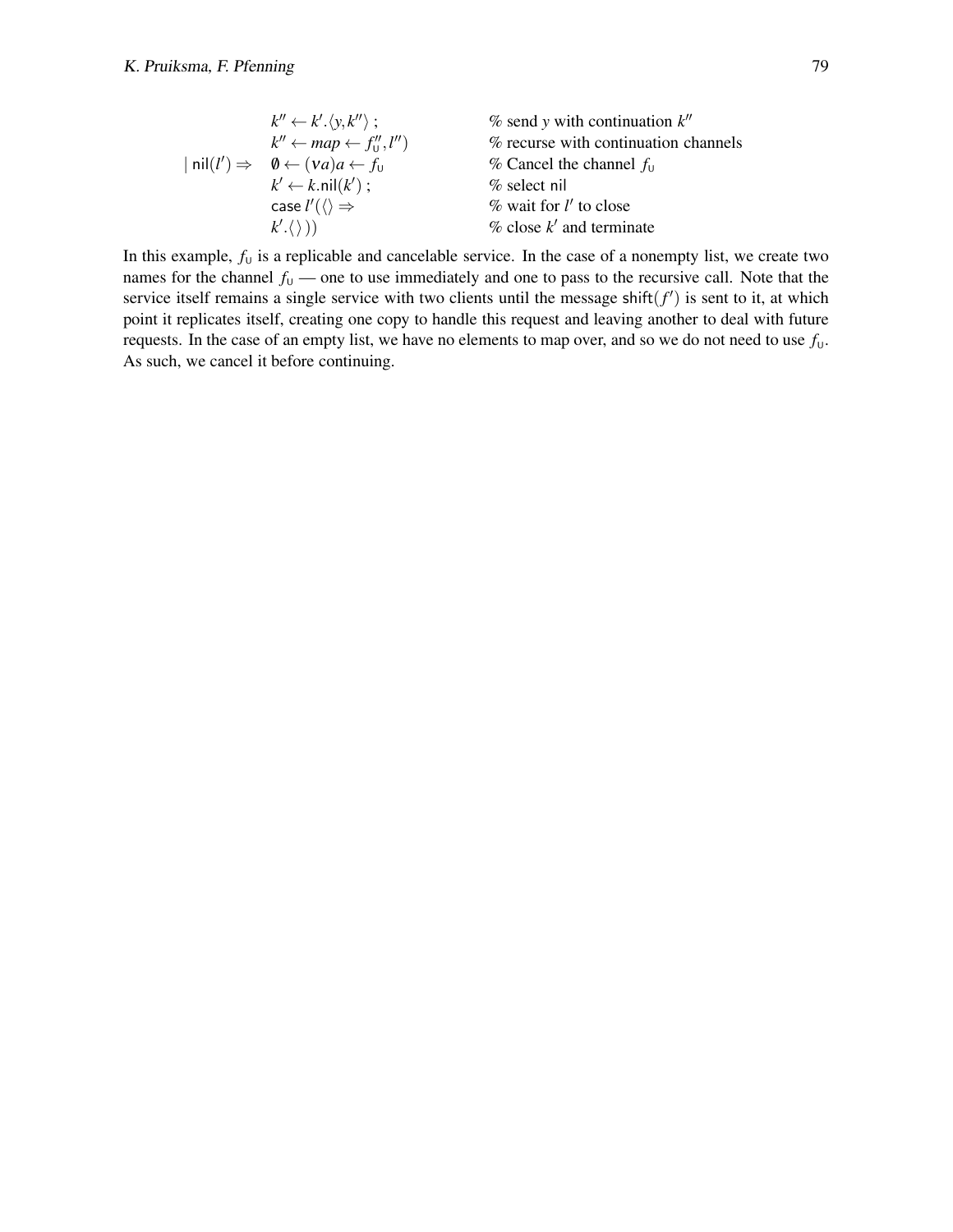```
              k'' ← k'.⟨y, k''⟩ ;            % send y with continuation k''
              k'' ← map ← f''_U, l'')        % recurse with continuation channels
| nil(l') ⇒   ∅ ← (νa)a ← f_U               % Cancel the channel f_U
              k' ← k.nil(k') ;               % select nil
              case l'(⟨⟩ ⇒                   % wait for l' to close
              k'.⟨⟩ ))                       % close k' and terminate
```

In this example, $f_{\mathsf{U}}$ is a replicable and cancelable service. In the case of a nonempty list, we create two names for the channel $f_{\mathsf{U}}$ — one to use immediately and one to pass to the recursive call. Note that the service itself remains a single service with two clients until the message $\mathsf{shift}(f')$ is sent to it, at which point it replicates itself, creating one copy to handle this request and leaving another to deal with future requests. In the case of an empty list, we have no elements to map over, and so we do not need to use $f_{\mathsf{U}}$. As such, we cancel it before continuing.